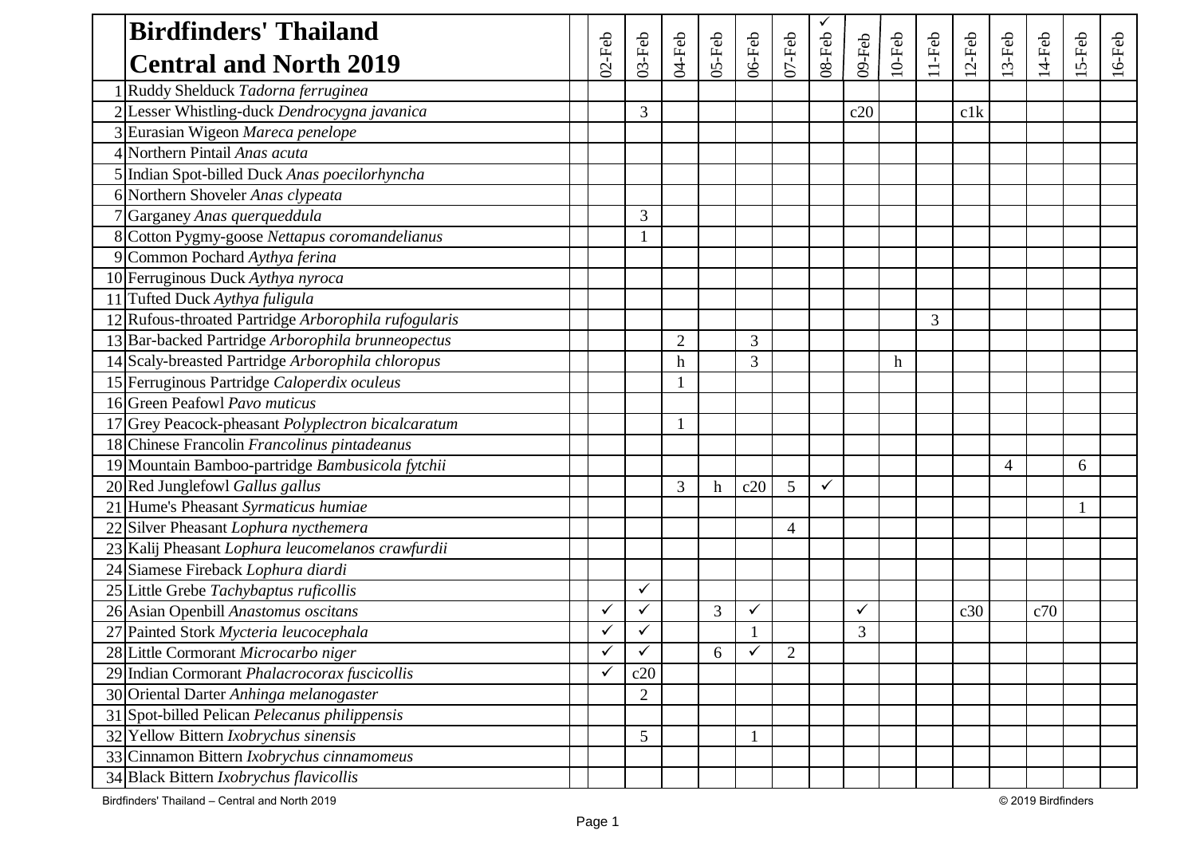| | Birdfinders' Thailand Central and North 2019 | | 02-Feb | 03-Feb | 04-Feb | 05-Feb | 06-Feb | 07-Feb | 08-Feb ✓ | 09-Feb | 10-Feb | 11-Feb | 12-Feb | 13-Feb | 14-Feb | 15-Feb | 16-Feb |
|---|---|---|---|---|---|---|---|---|---|---|---|---|---|---|---|---|---|
| 1 | Ruddy Shelduck *Tadorna ferruginea* | | | | | | | | | | | | | | | | |
| 2 | Lesser Whistling-duck *Dendrocygna javanica* | | | 3 | | | | | | c20 | | | c1k | | | | |
| 3 | Eurasian Wigeon *Mareca penelope* | | | | | | | | | | | | | | | | |
| 4 | Northern Pintail *Anas acuta* | | | | | | | | | | | | | | | | |
| 5 | Indian Spot-billed Duck *Anas poecilorhyncha* | | | | | | | | | | | | | | | | |
| 6 | Northern Shoveler *Anas clypeata* | | | | | | | | | | | | | | | | |
| 7 | Garganey *Anas querqueddula* | | | 3 | | | | | | | | | | | | | |
| 8 | Cotton Pygmy-goose *Nettapus coromandelianus* | | | 1 | | | | | | | | | | | | | |
| 9 | Common Pochard *Aythya ferina* | | | | | | | | | | | | | | | | |
| 10 | Ferruginous Duck *Aythya nyroca* | | | | | | | | | | | | | | | | |
| 11 | Tufted Duck *Aythya fuligula* | | | | | | | | | | | | | | | | |
| 12 | Rufous-throated Partridge *Arborophila rufogularis* | | | | | | | | | | | 3 | | | | | |
| 13 | Bar-backed Partridge *Arborophila brunneopectus* | | | | 2 | | 3 | | | | | | | | | | |
| 14 | Scaly-breasted Partridge *Arborophila chloropus* | | | | h | | 3 | | | | h | | | | | | |
| 15 | Ferruginous Partridge *Caloperdix oculeus* | | | | 1 | | | | | | | | | | | | |
| 16 | Green Peafowl *Pavo muticus* | | | | | | | | | | | | | | | | |
| 17 | Grey Peacock-pheasant *Polyplectron bicalcaratum* | | | | 1 | | | | | | | | | | | | |
| 18 | Chinese Francolin *Francolinus pintadeanus* | | | | | | | | | | | | | | | | |
| 19 | Mountain Bamboo-partridge *Bambusicola fytchii* | | | | | | | | | | | | | 4 | | 6 | |
| 20 | Red Junglefowl *Gallus gallus* | | | | 3 | h | c20 | 5 | ✓ | | | | | | | | |
| 21 | Hume's Pheasant *Syrmaticus humiae* | | | | | | | | | | | | | | | 1 | |
| 22 | Silver Pheasant *Lophura nycthemera* | | | | | | | 4 | | | | | | | | | |
| 23 | Kalij Pheasant *Lophura leucomelanos crawfurdii* | | | | | | | | | | | | | | | | |
| 24 | Siamese Fireback *Lophura diardi* | | | | | | | | | | | | | | | | |
| 25 | Little Grebe *Tachybaptus ruficollis* | | | ✓ | | | | | | | | | | | | | |
| 26 | Asian Openbill *Anastomus oscitans* | | ✓ | ✓ | | 3 | ✓ | | | ✓ | | | c30 | | c70 | | |
| 27 | Painted Stork *Mycteria leucocephala* | | ✓ | ✓ | | | 1 | | | 3 | | | | | | | |
| 28 | Little Cormorant *Microcarbo niger* | | ✓ | ✓ | | 6 | ✓ | 2 | | | | | | | | | |
| 29 | Indian Cormorant *Phalacrocorax fuscicollis* | | ✓ | c20 | | | | | | | | | | | | | |
| 30 | Oriental Darter *Anhinga melanogaster* | | | 2 | | | | | | | | | | | | | |
| 31 | Spot-billed Pelican *Pelecanus philippensis* | | | | | | | | | | | | | | | | |
| 32 | Yellow Bittern *Ixobrychus sinensis* | | | 5 | | | 1 | | | | | | | | | | |
| 33 | Cinnamon Bittern *Ixobrychus cinnamomeus* | | | | | | | | | | | | | | | | |
| 34 | Black Bittern *Ixobrychus flavicollis* | | | | | | | | | | | | | | | | |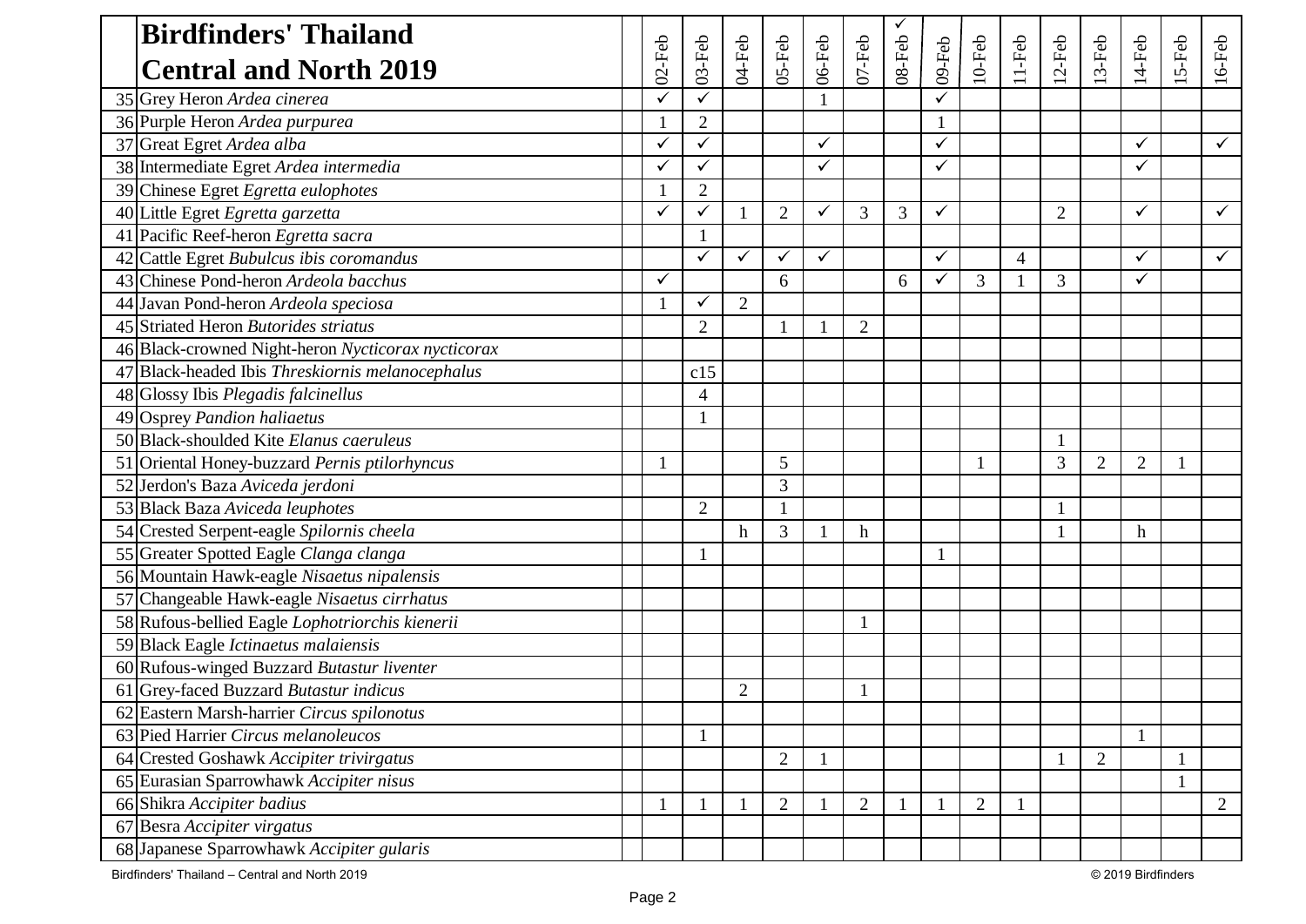| | Birdfinders' Thailand Central and North 2019 | | 02-Feb | 03-Feb | 04-Feb | 05-Feb | 06-Feb | 07-Feb | ✓ 08-Feb | 09-Feb | 10-Feb | 11-Feb | 12-Feb | 13-Feb | 14-Feb | 15-Feb | 16-Feb |
|---|---|---|---|---|---|---|---|---|---|---|---|---|---|---|---|---|---|
| 35 | Grey Heron *Ardea cinerea* | | ✓ | ✓ | | | 1 | | | ✓ | | | | | | | |
| 36 | Purple Heron *Ardea purpurea* | | 1 | 2 | | | | | | 1 | | | | | | | |
| 37 | Great Egret *Ardea alba* | | ✓ | ✓ | | | ✓ | | | ✓ | | | | | ✓ | | ✓ |
| 38 | Intermediate Egret *Ardea intermedia* | | ✓ | ✓ | | | ✓ | | | ✓ | | | | | ✓ | | |
| 39 | Chinese Egret *Egretta eulophotes* | | 1 | 2 | | | | | | | | | | | | | |
| 40 | Little Egret *Egretta garzetta* | | ✓ | ✓ | 1 | 2 | ✓ | 3 | 3 | ✓ | | | 2 | | ✓ | | ✓ |
| 41 | Pacific Reef-heron *Egretta sacra* | | | 1 | | | | | | | | | | | | | |
| 42 | Cattle Egret *Bubulcus ibis coromandus* | | | ✓ | ✓ | ✓ | ✓ | | | ✓ | | 4 | | | ✓ | | ✓ |
| 43 | Chinese Pond-heron *Ardeola bacchus* | | ✓ | | | 6 | | | 6 | ✓ | 3 | 1 | 3 | | ✓ | | |
| 44 | Javan Pond-heron *Ardeola speciosa* | | 1 | ✓ | 2 | | | | | | | | | | | | |
| 45 | Striated Heron *Butorides striatus* | | | 2 | | 1 | 1 | 2 | | | | | | | | | |
| 46 | Black-crowned Night-heron *Nycticorax nycticorax* | | | | | | | | | | | | | | | | |
| 47 | Black-headed Ibis *Threskiornis melanocephalus* | | | c15 | | | | | | | | | | | | | |
| 48 | Glossy Ibis *Plegadis falcinellus* | | | 4 | | | | | | | | | | | | | |
| 49 | Osprey *Pandion haliaetus* | | | 1 | | | | | | | | | | | | | |
| 50 | Black-shoulded Kite *Elanus caeruleus* | | | | | | | | | | | | 1 | | | | |
| 51 | Oriental Honey-buzzard *Pernis ptilorhyncus* | | 1 | | | 5 | | | | | 1 | | 3 | 2 | 2 | 1 | |
| 52 | Jerdon's Baza *Aviceda jerdoni* | | | | | 3 | | | | | | | | | | | |
| 53 | Black Baza *Aviceda leuphotes* | | | 2 | | 1 | | | | | | | 1 | | | | |
| 54 | Crested Serpent-eagle *Spilornis cheela* | | | | h | 3 | 1 | h | | | | | 1 | | h | | |
| 55 | Greater Spotted Eagle *Clanga clanga* | | | 1 | | | | | | 1 | | | | | | | |
| 56 | Mountain Hawk-eagle *Nisaetus nipalensis* | | | | | | | | | | | | | | | | |
| 57 | Changeable Hawk-eagle *Nisaetus cirrhatus* | | | | | | | | | | | | | | | | |
| 58 | Rufous-bellied Eagle *Lophotriorchis kienerii* | | | | | | | 1 | | | | | | | | | |
| 59 | Black Eagle *Ictinaetus malaiensis* | | | | | | | | | | | | | | | | |
| 60 | Rufous-winged Buzzard *Butastur liventer* | | | | | | | | | | | | | | | | |
| 61 | Grey-faced Buzzard *Butastur indicus* | | | | 2 | | | 1 | | | | | | | | | |
| 62 | Eastern Marsh-harrier *Circus spilonotus* | | | | | | | | | | | | | | | | |
| 63 | Pied Harrier *Circus melanoleucos* | | | 1 | | | | | | | | | | | 1 | | |
| 64 | Crested Goshawk *Accipiter trivirgatus* | | | | | 2 | 1 | | | | | | 1 | 2 | | 1 | |
| 65 | Eurasian Sparrowhawk *Accipiter nisus* | | | | | | | | | | | | | | | 1 | |
| 66 | Shikra *Accipiter badius* | | 1 | 1 | 1 | 2 | 1 | 2 | 1 | 1 | 2 | 1 | | | | | 2 |
| 67 | Besra *Accipiter virgatus* | | | | | | | | | | | | | | | | |
| 68 | Japanese Sparrowhawk *Accipiter gularis* | | | | | | | | | | | | | | | | |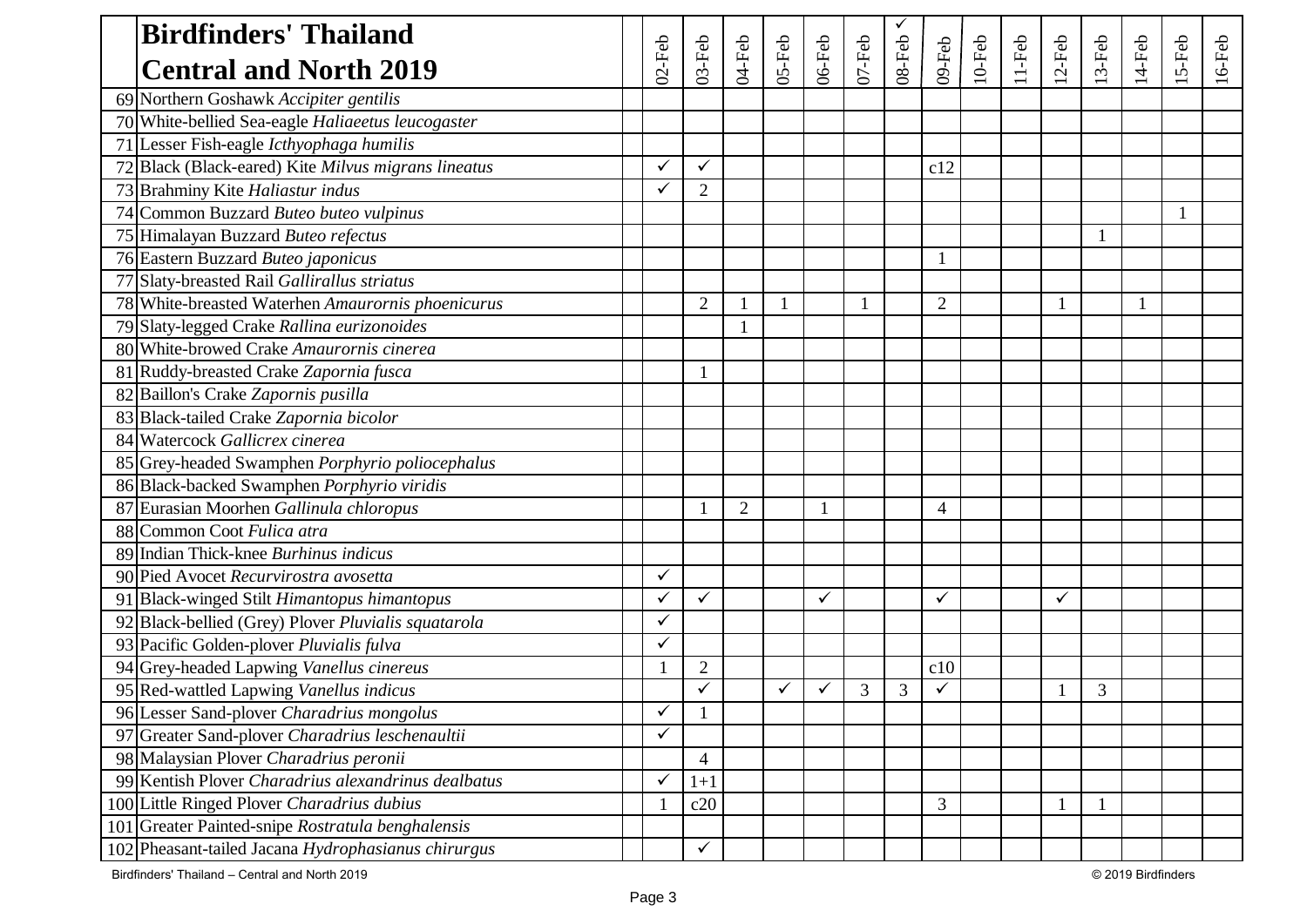| | Birdfinders' Thailand Central and North 2019 | | 02-Feb | 03-Feb | 04-Feb | 05-Feb | 06-Feb | 07-Feb | ✓ 08-Feb | 09-Feb | 10-Feb | 11-Feb | 12-Feb | 13-Feb | 14-Feb | 15-Feb | 16-Feb |
|---|---|---|---|---|---|---|---|---|---|---|---|---|---|---|---|---|---|
| 69 | Northern Goshawk *Accipiter gentilis* | | | | | | | | | | | | | | | | |
| 70 | White-bellied Sea-eagle *Haliaeetus leucogaster* | | | | | | | | | | | | | | | | |
| 71 | Lesser Fish-eagle *Icthyophaga humilis* | | | | | | | | | | | | | | | | |
| 72 | Black (Black-eared) Kite *Milvus migrans lineatus* | | ✓ | ✓ | | | | | | c12 | | | | | | | |
| 73 | Brahminy Kite *Haliastur indus* | | ✓ | 2 | | | | | | | | | | | | | |
| 74 | Common Buzzard *Buteo buteo vulpinus* | | | | | | | | | | | | | | | 1 | |
| 75 | Himalayan Buzzard *Buteo refectus* | | | | | | | | | | | | | 1 | | | |
| 76 | Eastern Buzzard *Buteo japonicus* | | | | | | | | | 1 | | | | | | | |
| 77 | Slaty-breasted Rail *Gallirallus striatus* | | | | | | | | | | | | | | | | |
| 78 | White-breasted Waterhen *Amaurornis phoenicurus* | | | 2 | 1 | 1 | | 1 | | 2 | | | 1 | | 1 | | |
| 79 | Slaty-legged Crake *Rallina eurizonoides* | | | | 1 | | | | | | | | | | | | |
| 80 | White-browed Crake *Amaurornis cinerea* | | | | | | | | | | | | | | | | |
| 81 | Ruddy-breasted Crake *Zapornia fusca* | | | 1 | | | | | | | | | | | | | |
| 82 | Baillon's Crake *Zapornis pusilla* | | | | | | | | | | | | | | | | |
| 83 | Black-tailed Crake *Zapornia bicolor* | | | | | | | | | | | | | | | | |
| 84 | Watercock *Gallicrex cinerea* | | | | | | | | | | | | | | | | |
| 85 | Grey-headed Swamphen *Porphyrio poliocephalus* | | | | | | | | | | | | | | | | |
| 86 | Black-backed Swamphen *Porphyrio viridis* | | | | | | | | | | | | | | | | |
| 87 | Eurasian Moorhen *Gallinula chloropus* | | | 1 | 2 | | 1 | | | 4 | | | | | | | |
| 88 | Common Coot *Fulica atra* | | | | | | | | | | | | | | | | |
| 89 | Indian Thick-knee *Burhinus indicus* | | | | | | | | | | | | | | | | |
| 90 | Pied Avocet *Recurvirostra avosetta* | | ✓ | | | | | | | | | | | | | | |
| 91 | Black-winged Stilt *Himantopus himantopus* | | ✓ | ✓ | | | ✓ | | | ✓ | | | ✓ | | | | |
| 92 | Black-bellied (Grey) Plover *Pluvialis squatarola* | | ✓ | | | | | | | | | | | | | | |
| 93 | Pacific Golden-plover *Pluvialis fulva* | | ✓ | | | | | | | | | | | | | | |
| 94 | Grey-headed Lapwing *Vanellus cinereus* | | 1 | 2 | | | | | | c10 | | | | | | | |
| 95 | Red-wattled Lapwing *Vanellus indicus* | | | ✓ | | ✓ | ✓ | 3 | 3 | ✓ | | | 1 | 3 | | | |
| 96 | Lesser Sand-plover *Charadrius mongolus* | | ✓ | 1 | | | | | | | | | | | | | |
| 97 | Greater Sand-plover *Charadrius leschenaultii* | | ✓ | | | | | | | | | | | | | | |
| 98 | Malaysian Plover *Charadrius peronii* | | | 4 | | | | | | | | | | | | | |
| 99 | Kentish Plover *Charadrius alexandrinus dealbatus* | | ✓ | 1+1 | | | | | | | | | | | | | |
| 100 | Little Ringed Plover *Charadrius dubius* | | 1 | c20 | | | | | | 3 | | | 1 | 1 | | | |
| 101 | Greater Painted-snipe *Rostratula benghalensis* | | | | | | | | | | | | | | | | |
| 102 | Pheasant-tailed Jacana *Hydrophasianus chirurgus* | | | ✓ | | | | | | | | | | | | | |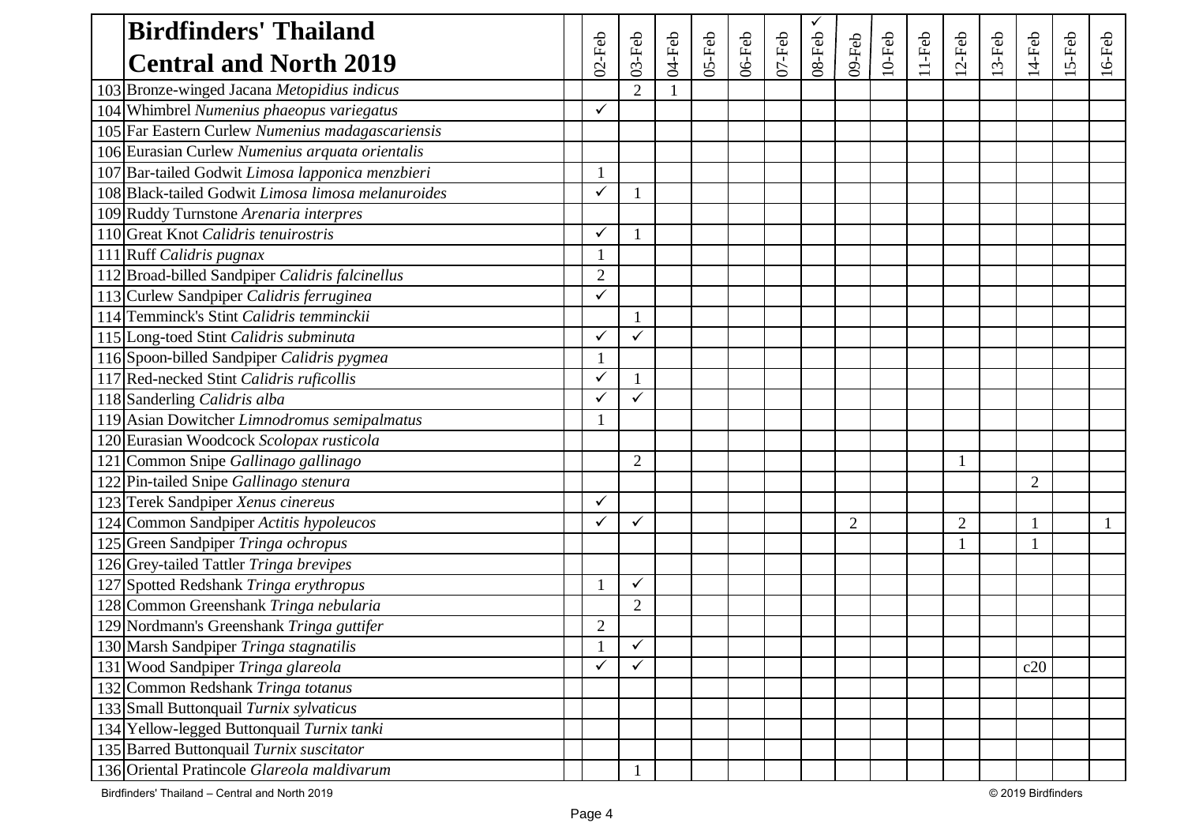# Birdfinders' Thailand Central and North 2019

| | | | 02-Feb | 03-Feb | 04-Feb | 05-Feb | 06-Feb | 07-Feb | ✓ 08-Feb | 09-Feb | 10-Feb | 11-Feb | 12-Feb | 13-Feb | 14-Feb | 15-Feb | 16-Feb |
|---|---|---|---|---|---|---|---|---|---|---|---|---|---|---|---|---|---|
| 103 | Bronze-winged Jacana *Metopidius indicus* | | | 2 | 1 | | | | | | | | | | | | |
| 104 | Whimbrel *Numenius phaeopus variegatus* | | ✓ | | | | | | | | | | | | | | |
| 105 | Far Eastern Curlew *Numenius madagascariensis* | | | | | | | | | | | | | | | | |
| 106 | Eurasian Curlew *Numenius arquata orientalis* | | | | | | | | | | | | | | | | |
| 107 | Bar-tailed Godwit *Limosa lapponica menzbieri* | | 1 | | | | | | | | | | | | | | |
| 108 | Black-tailed Godwit *Limosa limosa melanuroides* | | ✓ | 1 | | | | | | | | | | | | | |
| 109 | Ruddy Turnstone *Arenaria interpres* | | | | | | | | | | | | | | | | |
| 110 | Great Knot *Calidris tenuirostris* | | ✓ | 1 | | | | | | | | | | | | | |
| 111 | Ruff *Calidris pugnax* | | 1 | | | | | | | | | | | | | | |
| 112 | Broad-billed Sandpiper *Calidris falcinellus* | | 2 | | | | | | | | | | | | | | |
| 113 | Curlew Sandpiper *Calidris ferruginea* | | ✓ | | | | | | | | | | | | | | |
| 114 | Temminck's Stint *Calidris temminckii* | | | 1 | | | | | | | | | | | | | |
| 115 | Long-toed Stint *Calidris subminuta* | | ✓ | ✓ | | | | | | | | | | | | | |
| 116 | Spoon-billed Sandpiper *Calidris pygmea* | | 1 | | | | | | | | | | | | | | |
| 117 | Red-necked Stint *Calidris ruficollis* | | ✓ | 1 | | | | | | | | | | | | | |
| 118 | Sanderling *Calidris alba* | | ✓ | ✓ | | | | | | | | | | | | | |
| 119 | Asian Dowitcher *Limnodromus semipalmatus* | | 1 | | | | | | | | | | | | | | |
| 120 | Eurasian Woodcock *Scolopax rusticola* | | | | | | | | | | | | | | | | |
| 121 | Common Snipe *Gallinago gallinago* | | | 2 | | | | | | | | | 1 | | | | |
| 122 | Pin-tailed Snipe *Gallinago stenura* | | | | | | | | | | | | | | 2 | | |
| 123 | Terek Sandpiper *Xenus cinereus* | | ✓ | | | | | | | | | | | | | | |
| 124 | Common Sandpiper *Actitis hypoleucos* | | ✓ | ✓ | | | | | | 2 | | | 2 | | 1 | | 1 |
| 125 | Green Sandpiper *Tringa ochropus* | | | | | | | | | | | | 1 | | 1 | | |
| 126 | Grey-tailed Tattler *Tringa brevipes* | | | | | | | | | | | | | | | | |
| 127 | Spotted Redshank *Tringa erythropus* | | 1 | ✓ | | | | | | | | | | | | | |
| 128 | Common Greenshank *Tringa nebularia* | | | 2 | | | | | | | | | | | | | |
| 129 | Nordmann's Greenshank *Tringa guttifer* | | 2 | | | | | | | | | | | | | | |
| 130 | Marsh Sandpiper *Tringa stagnatilis* | | 1 | ✓ | | | | | | | | | | | | | |
| 131 | Wood Sandpiper *Tringa glareola* | | ✓ | ✓ | | | | | | | | | | | c20 | | |
| 132 | Common Redshank *Tringa totanus* | | | | | | | | | | | | | | | | |
| 133 | Small Buttonquail *Turnix sylvaticus* | | | | | | | | | | | | | | | | |
| 134 | Yellow-legged Buttonquail *Turnix tanki* | | | | | | | | | | | | | | | | |
| 135 | Barred Buttonquail *Turnix suscitator* | | | | | | | | | | | | | | | | |
| 136 | Oriental Pratincole *Glareola maldivarum* | | | 1 | | | | | | | | | | | | | |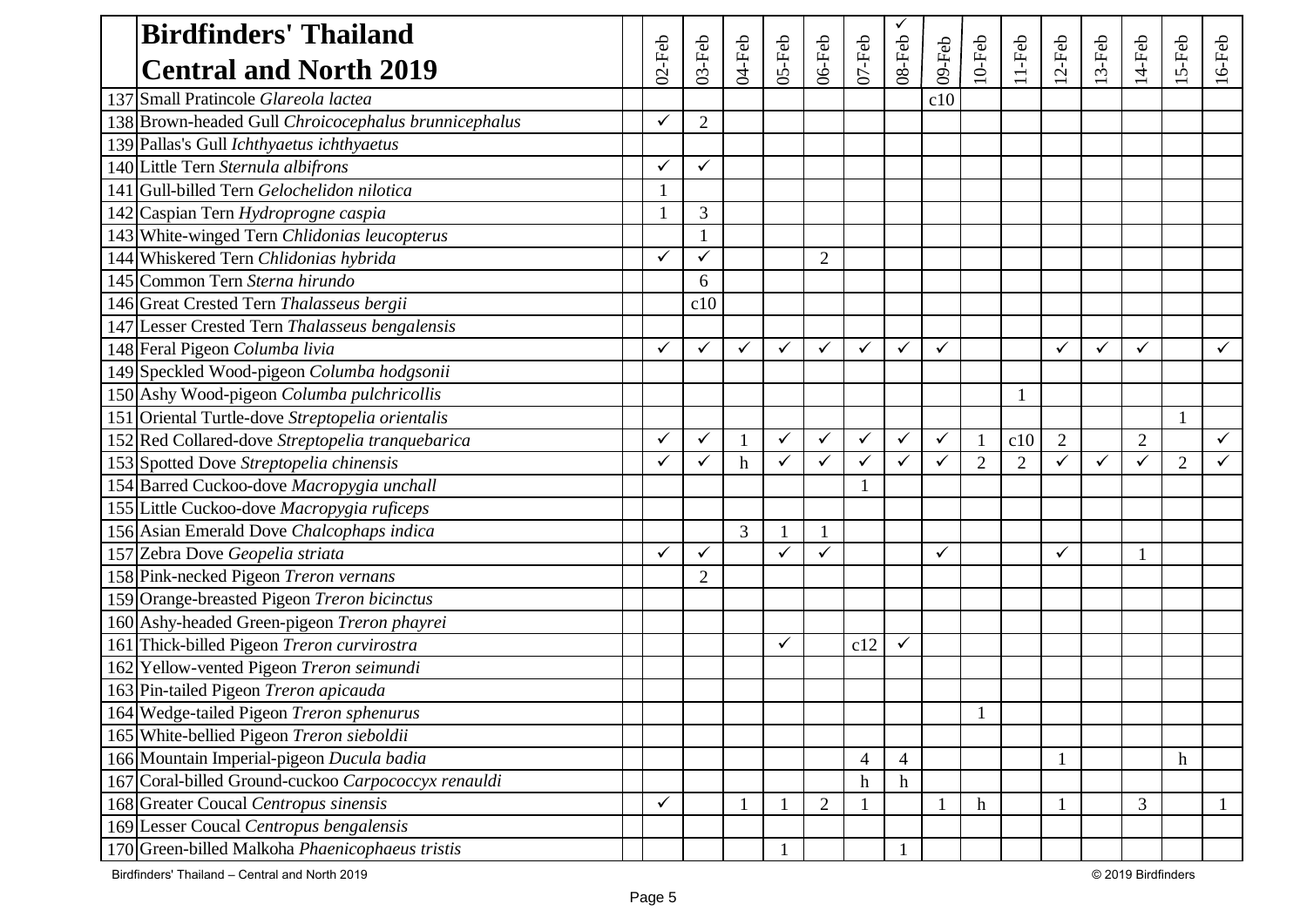# Birdfinders' Thailand Central and North 2019

| | Birdfinders' Thailand Central and North 2019 | 02-Feb | 03-Feb | 04-Feb | 05-Feb | 06-Feb | 07-Feb | 08-Feb | 09-Feb | 10-Feb | 11-Feb | 12-Feb | 13-Feb | 14-Feb | 15-Feb | 16-Feb |
|---|---|---|---|---|---|---|---|---|---|---|---|---|---|---|---|---|
| 137 | Small Pratincole *Glareola lactea* | | | | | | | | c10 | | | | | | | |
| 138 | Brown-headed Gull *Chroicocephalus brunnicephalus* | ✓ | 2 | | | | | | | | | | | | | |
| 139 | Pallas's Gull *Ichthyaetus ichthyaetus* | | | | | | | | | | | | | | | |
| 140 | Little Tern *Sternula albifrons* | ✓ | ✓ | | | | | | | | | | | | | |
| 141 | Gull-billed Tern *Gelochelidon nilotica* | 1 | | | | | | | | | | | | | | |
| 142 | Caspian Tern *Hydroprogne caspia* | 1 | 3 | | | | | | | | | | | | | |
| 143 | White-winged Tern *Chlidonias leucopterus* | | 1 | | | | | | | | | | | | | |
| 144 | Whiskered Tern *Chlidonias hybrida* | ✓ | ✓ | | | 2 | | | | | | | | | | |
| 145 | Common Tern *Sterna hirundo* | | 6 | | | | | | | | | | | | | |
| 146 | Great Crested Tern *Thalasseus bergii* | | c10 | | | | | | | | | | | | | |
| 147 | Lesser Crested Tern *Thalasseus bengalensis* | | | | | | | | | | | | | | | |
| 148 | Feral Pigeon *Columba livia* | ✓ | ✓ | ✓ | ✓ | ✓ | ✓ | ✓ | ✓ | | | ✓ | ✓ | ✓ | | ✓ |
| 149 | Speckled Wood-pigeon *Columba hodgsonii* | | | | | | | | | | | | | | | |
| 150 | Ashy Wood-pigeon *Columba pulchricollis* | | | | | | | | | | 1 | | | | | |
| 151 | Oriental Turtle-dove *Streptopelia orientalis* | | | | | | | | | | | | | | 1 | |
| 152 | Red Collared-dove *Streptopelia tranquebarica* | ✓ | ✓ | 1 | ✓ | ✓ | ✓ | ✓ | ✓ | 1 | c10 | 2 | | 2 | | ✓ |
| 153 | Spotted Dove *Streptopelia chinensis* | ✓ | ✓ | h | ✓ | ✓ | ✓ | ✓ | ✓ | 2 | 2 | ✓ | ✓ | ✓ | 2 | ✓ |
| 154 | Barred Cuckoo-dove *Macropygia unchall* | | | | | | 1 | | | | | | | | | |
| 155 | Little Cuckoo-dove *Macropygia ruficeps* | | | | | | | | | | | | | | | |
| 156 | Asian Emerald Dove *Chalcophaps indica* | | | 3 | 1 | 1 | | | | | | | | | | |
| 157 | Zebra Dove *Geopelia striata* | ✓ | ✓ | | ✓ | ✓ | | | ✓ | | | ✓ | | 1 | | |
| 158 | Pink-necked Pigeon *Treron vernans* | | 2 | | | | | | | | | | | | | |
| 159 | Orange-breasted Pigeon *Treron bicinctus* | | | | | | | | | | | | | | | |
| 160 | Ashy-headed Green-pigeon *Treron phayrei* | | | | | | | | | | | | | | | |
| 161 | Thick-billed Pigeon *Treron curvirostra* | | | | ✓ | | c12 | ✓ | | | | | | | | |
| 162 | Yellow-vented Pigeon *Treron seimundi* | | | | | | | | | | | | | | | |
| 163 | Pin-tailed Pigeon *Treron apicauda* | | | | | | | | | | | | | | | |
| 164 | Wedge-tailed Pigeon *Treron sphenurus* | | | | | | | | | 1 | | | | | | |
| 165 | White-bellied Pigeon *Treron sieboldii* | | | | | | | | | | | | | | | |
| 166 | Mountain Imperial-pigeon *Ducula badia* | | | | | | 4 | 4 | | | | 1 | | | h | |
| 167 | Coral-billed Ground-cuckoo *Carpococcyx renauldi* | | | | | | h | h | | | | | | | | |
| 168 | Greater Coucal *Centropus sinensis* | ✓ | | 1 | 1 | 2 | 1 | | 1 | h | | 1 | | 3 | | 1 |
| 169 | Lesser Coucal *Centropus bengalensis* | | | | | | | | | | | | | | | |
| 170 | Green-billed Malkoha *Phaenicophaeus tristis* | | | | 1 | | | 1 | | | | | | | | |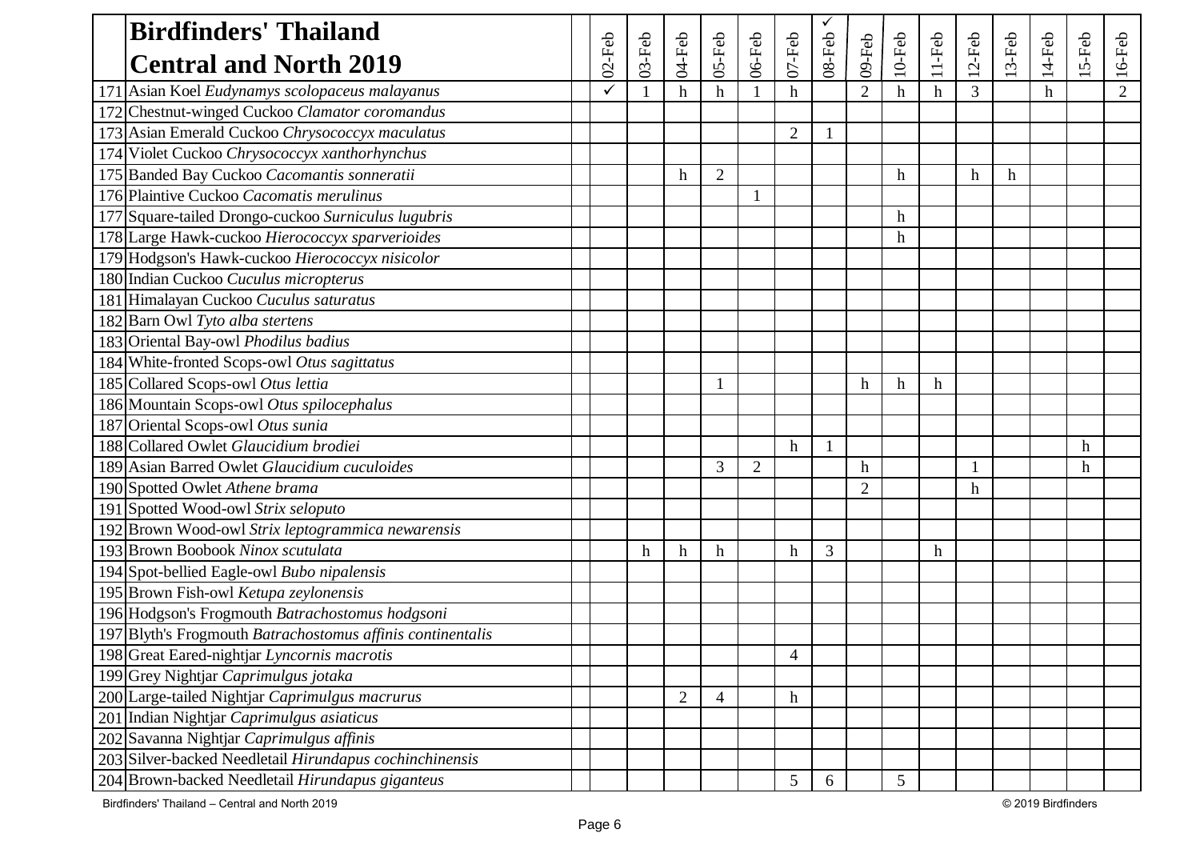| | Birdfinders' Thailand Central and North 2019 | | 02-Feb | 03-Feb | 04-Feb | 05-Feb | 06-Feb | 07-Feb | 08-Feb ✓ | 09-Feb | 10-Feb | 11-Feb | 12-Feb | 13-Feb | 14-Feb | 15-Feb | 16-Feb |
|---|---|---|---|---|---|---|---|---|---|---|---|---|---|---|---|---|---|
| 171 | Asian Koel *Eudynamys scolopaceus malayanus* | | ✓ | 1 | h | h | 1 | h | | 2 | h | h | 3 | | h | | 2 |
| 172 | Chestnut-winged Cuckoo *Clamator coromandus* | | | | | | | | | | | | | | | | |
| 173 | Asian Emerald Cuckoo *Chrysococcyx maculatus* | | | | | | | 2 | 1 | | | | | | | | |
| 174 | Violet Cuckoo *Chrysococcyx xanthorhynchus* | | | | | | | | | | | | | | | | |
| 175 | Banded Bay Cuckoo *Cacomantis sonneratii* | | | | h | 2 | | | | | h | | h | h | | | |
| 176 | Plaintive Cuckoo *Cacomatis merulinus* | | | | | | 1 | | | | | | | | | | |
| 177 | Square-tailed Drongo-cuckoo *Surniculus lugubris* | | | | | | | | | | h | | | | | | |
| 178 | Large Hawk-cuckoo *Hierococcyx sparverioides* | | | | | | | | | | h | | | | | | |
| 179 | Hodgson's Hawk-cuckoo *Hierococcyx nisicolor* | | | | | | | | | | | | | | | | |
| 180 | Indian Cuckoo *Cuculus micropterus* | | | | | | | | | | | | | | | | |
| 181 | Himalayan Cuckoo *Cuculus saturatus* | | | | | | | | | | | | | | | | |
| 182 | Barn Owl *Tyto alba stertens* | | | | | | | | | | | | | | | | |
| 183 | Oriental Bay-owl *Phodilus badius* | | | | | | | | | | | | | | | | |
| 184 | White-fronted Scops-owl *Otus sagittatus* | | | | | | | | | | | | | | | | |
| 185 | Collared Scops-owl *Otus lettia* | | | | | 1 | | | | h | h | h | | | | | |
| 186 | Mountain Scops-owl *Otus spilocephalus* | | | | | | | | | | | | | | | | |
| 187 | Oriental Scops-owl *Otus sunia* | | | | | | | | | | | | | | | | |
| 188 | Collared Owlet *Glaucidium brodiei* | | | | | | | h | 1 | | | | | | | h | |
| 189 | Asian Barred Owlet *Glaucidium cuculoides* | | | | | 3 | 2 | | | h | | | 1 | | | h | |
| 190 | Spotted Owlet *Athene brama* | | | | | | | | | 2 | | | h | | | | |
| 191 | Spotted Wood-owl *Strix seloputo* | | | | | | | | | | | | | | | | |
| 192 | Brown Wood-owl *Strix leptogrammica newarensis* | | | | | | | | | | | | | | | | |
| 193 | Brown Boobook *Ninox scutulata* | | | h | h | h | | h | 3 | | | h | | | | | |
| 194 | Spot-bellied Eagle-owl *Bubo nipalensis* | | | | | | | | | | | | | | | | |
| 195 | Brown Fish-owl *Ketupa zeylonensis* | | | | | | | | | | | | | | | | |
| 196 | Hodgson's Frogmouth *Batrachostomus hodgsoni* | | | | | | | | | | | | | | | | |
| 197 | Blyth's Frogmouth *Batrachostomus affinis continentalis* | | | | | | | | | | | | | | | | |
| 198 | Great Eared-nightjar *Lyncornis macrotis* | | | | | | | 4 | | | | | | | | | |
| 199 | Grey Nightjar *Caprimulgus jotaka* | | | | | | | | | | | | | | | | |
| 200 | Large-tailed Nightjar *Caprimulgus macrurus* | | | | 2 | 4 | | h | | | | | | | | | |
| 201 | Indian Nightjar *Caprimulgus asiaticus* | | | | | | | | | | | | | | | | |
| 202 | Savanna Nightjar *Caprimulgus affinis* | | | | | | | | | | | | | | | | |
| 203 | Silver-backed Needletail *Hirundapus cochinchinensis* | | | | | | | | | | | | | | | | |
| 204 | Brown-backed Needletail *Hirundapus giganteus* | | | | | | | 5 | 6 | | 5 | | | | | | |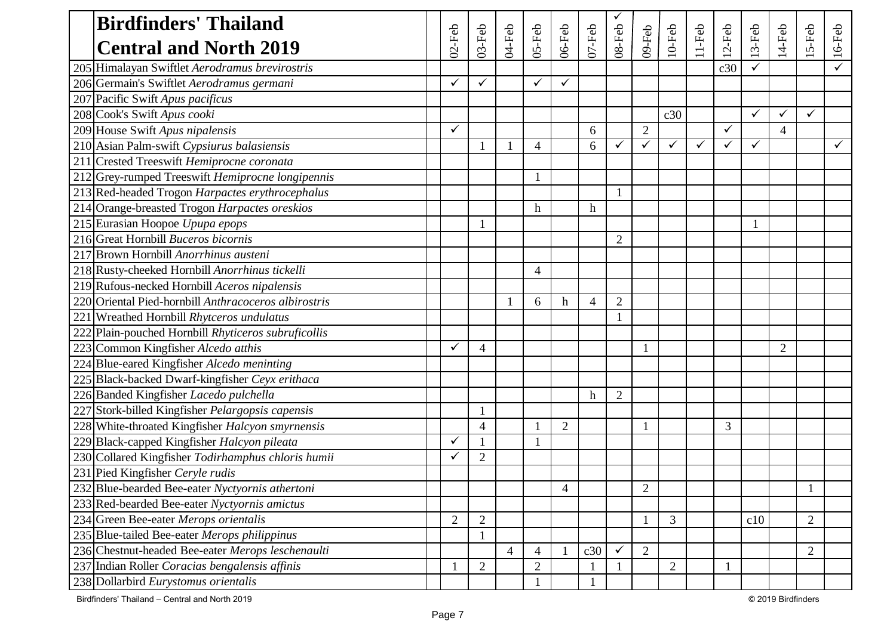# Birdfinders' Thailand Central and North 2019

| | Species | | 02-Feb | 03-Feb | 04-Feb | 05-Feb | 06-Feb | 07-Feb | 08-Feb | 09-Feb | 10-Feb | 11-Feb | 12-Feb | 13-Feb | 14-Feb | 15-Feb | 16-Feb |
|---|---|---|---|---|---|---|---|---|---|---|---|---|---|---|---|---|---|
| 205 | Himalayan Swiftlet *Aerodramus brevirostris* | | | | | | | | | | | | c30 | ✓ | | | ✓ |
| 206 | Germain's Swiftlet *Aerodramus germani* | | ✓ | ✓ | | ✓ | ✓ | | | | | | | | | | |
| 207 | Pacific Swift *Apus pacificus* | | | | | | | | | | | | | | | | |
| 208 | Cook's Swift *Apus cooki* | | | | | | | | | | c30 | | | ✓ | ✓ | ✓ | |
| 209 | House Swift *Apus nipalensis* | | ✓ | | | | | 6 | | 2 | | | ✓ | | 4 | | |
| 210 | Asian Palm-swift *Cypsiurus balasiensis* | | | 1 | 1 | 4 | | 6 | ✓ | ✓ | ✓ | ✓ | ✓ | ✓ | | | ✓ |
| 211 | Crested Treeswift *Hemiprocne coronata* | | | | | | | | | | | | | | | | |
| 212 | Grey-rumped Treeswift *Hemiprocne longipennis* | | | | | 1 | | | | | | | | | | | |
| 213 | Red-headed Trogon *Harpactes erythrocephalus* | | | | | | | | 1 | | | | | | | | |
| 214 | Orange-breasted Trogon *Harpactes oreskios* | | | | | h | | h | | | | | | | | | |
| 215 | Eurasian Hoopoe *Upupa epops* | | | 1 | | | | | | | | | | 1 | | | |
| 216 | Great Hornbill *Buceros bicornis* | | | | | | | | 2 | | | | | | | | |
| 217 | Brown Hornbill *Anorrhinus austeni* | | | | | | | | | | | | | | | | |
| 218 | Rusty-cheeked Hornbill *Anorrhinus tickelli* | | | | | 4 | | | | | | | | | | | |
| 219 | Rufous-necked Hornbill *Aceros nipalensis* | | | | | | | | | | | | | | | | |
| 220 | Oriental Pied-hornbill *Anthracoceros albirostris* | | | | 1 | 6 | h | 4 | 2 | | | | | | | | |
| 221 | Wreathed Hornbill *Rhytceros undulatus* | | | | | | | | 1 | | | | | | | | |
| 222 | Plain-pouched Hornbill *Rhyticeros subruficollis* | | | | | | | | | | | | | | | | |
| 223 | Common Kingfisher *Alcedo atthis* | | ✓ | 4 | | | | | | 1 | | | | | 2 | | |
| 224 | Blue-eared Kingfisher *Alcedo meninting* | | | | | | | | | | | | | | | | |
| 225 | Black-backed Dwarf-kingfisher *Ceyx erithaca* | | | | | | | | | | | | | | | | |
| 226 | Banded Kingfisher *Lacedo pulchella* | | | | | | | h | 2 | | | | | | | | |
| 227 | Stork-billed Kingfisher *Pelargopsis capensis* | | | 1 | | | | | | | | | | | | | |
| 228 | White-throated Kingfisher *Halcyon smyrnensis* | | | 4 | | 1 | 2 | | | 1 | | | 3 | | | | |
| 229 | Black-capped Kingfisher *Halcyon pileata* | | ✓ | 1 | | 1 | | | | | | | | | | | |
| 230 | Collared Kingfisher *Todirhamphus chloris humii* | | ✓ | 2 | | | | | | | | | | | | | |
| 231 | Pied Kingfisher *Ceryle rudis* | | | | | | | | | | | | | | | | |
| 232 | Blue-bearded Bee-eater *Nyctyornis athertoni* | | | | | | 4 | | | 2 | | | | | | 1 | |
| 233 | Red-bearded Bee-eater *Nyctyornis amictus* | | | | | | | | | | | | | | | | |
| 234 | Green Bee-eater *Merops orientalis* | | 2 | 2 | | | | | | 1 | 3 | | | c10 | | 2 | |
| 235 | Blue-tailed Bee-eater *Merops philippinus* | | | 1 | | | | | | | | | | | | | |
| 236 | Chestnut-headed Bee-eater *Merops leschenaulti* | | | | 4 | 4 | 1 | c30 | ✓ | 2 | | | | | | 2 | |
| 237 | Indian Roller *Coracias bengalensis affinis* | | 1 | 2 | | 2 | | 1 | 1 | | 2 | | 1 | | | | |
| 238 | Dollarbird *Eurystomus orientalis* | | | | | 1 | | 1 | | | | | | | | | |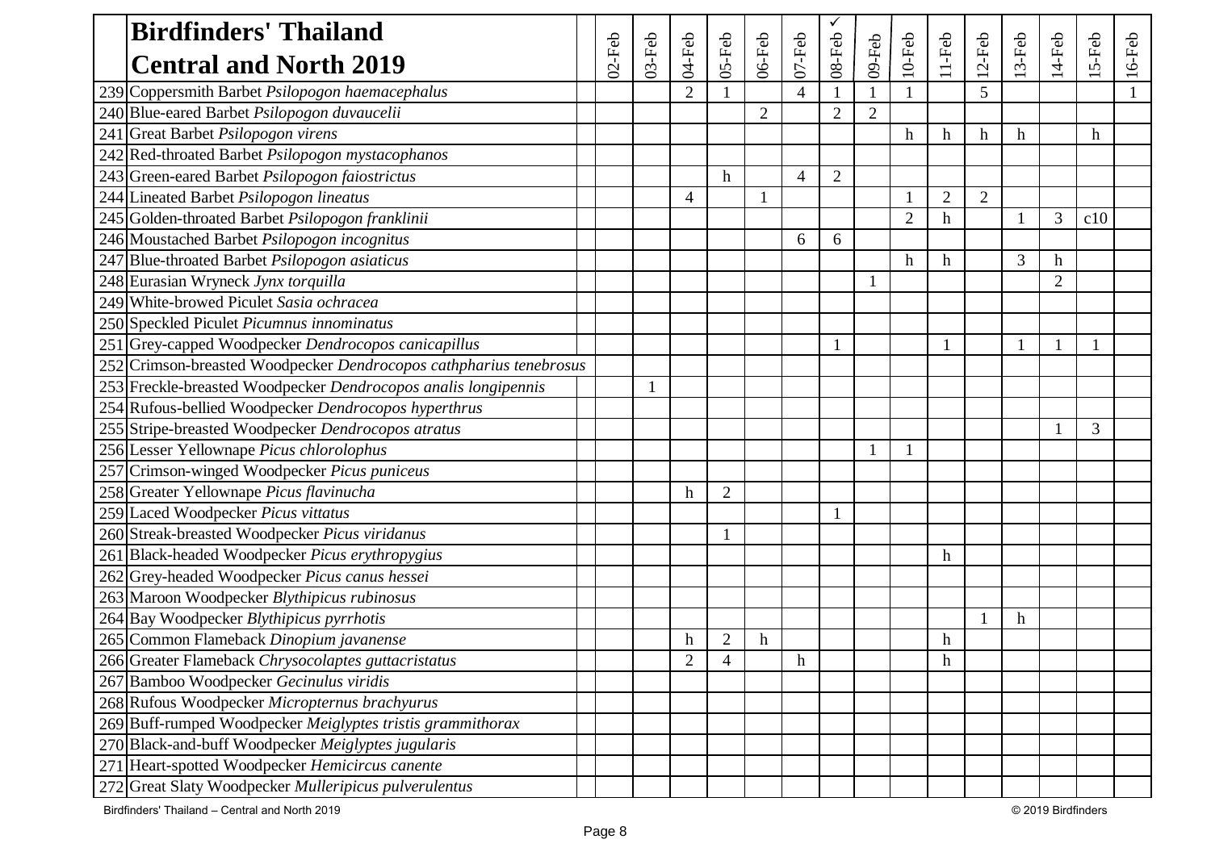# Birdfinders' Thailand Central and North 2019

| | Species | | 02-Feb | 03-Feb | 04-Feb | 05-Feb | 06-Feb | 07-Feb | 08-Feb ✓ | 09-Feb | 10-Feb | 11-Feb | 12-Feb | 13-Feb | 14-Feb | 15-Feb | 16-Feb |
|---|---|---|---|---|---|---|---|---|---|---|---|---|---|---|---|---|---|
| 239 | Coppersmith Barbet *Psilopogon haemacephalus* | | | | 2 | 1 | | 4 | 1 | 1 | 1 | | 5 | | | | 1 |
| 240 | Blue-eared Barbet *Psilopogon duvaucelii* | | | | | | 2 | | 2 | 2 | | | | | | | |
| 241 | Great Barbet *Psilopogon virens* | | | | | | | | | | h | h | h | h | | h | |
| 242 | Red-throated Barbet *Psilopogon mystacophanos* | | | | | | | | | | | | | | | | |
| 243 | Green-eared Barbet *Psilopogon faiostrictus* | | | | | h | | 4 | 2 | | | | | | | | |
| 244 | Lineated Barbet *Psilopogon lineatus* | | | | 4 | | 1 | | | | 1 | 2 | 2 | | | | |
| 245 | Golden-throated Barbet *Psilopogon franklinii* | | | | | | | | | | 2 | h | | 1 | 3 | c10 | |
| 246 | Moustached Barbet *Psilopogon incognitus* | | | | | | | 6 | 6 | | | | | | | | |
| 247 | Blue-throated Barbet *Psilopogon asiaticus* | | | | | | | | | | h | h | | 3 | h | | |
| 248 | Eurasian Wryneck *Jynx torquilla* | | | | | | | | | 1 | | | | | 2 | | |
| 249 | White-browed Piculet *Sasia ochracea* | | | | | | | | | | | | | | | | |
| 250 | Speckled Piculet *Picumnus innominatus* | | | | | | | | | | | | | | | | |
| 251 | Grey-capped Woodpecker *Dendrocopos canicapillus* | | | | | | | | 1 | | | 1 | | 1 | 1 | 1 | |
| 252 | Crimson-breasted Woodpecker *Dendrocopos cathpharius tenebrosus* | | | | | | | | | | | | | | | | |
| 253 | Freckle-breasted Woodpecker *Dendrocopos analis longipennis* | | | 1 | | | | | | | | | | | | | |
| 254 | Rufous-bellied Woodpecker *Dendrocopos hyperthrus* | | | | | | | | | | | | | | | | |
| 255 | Stripe-breasted Woodpecker *Dendrocopos atratus* | | | | | | | | | | | | | | 1 | 3 | |
| 256 | Lesser Yellownape *Picus chlorolophus* | | | | | | | | | 1 | 1 | | | | | | |
| 257 | Crimson-winged Woodpecker *Picus puniceus* | | | | | | | | | | | | | | | | |
| 258 | Greater Yellownape *Picus flavinucha* | | | | h | 2 | | | | | | | | | | | |
| 259 | Laced Woodpecker *Picus vittatus* | | | | | | | | 1 | | | | | | | | |
| 260 | Streak-breasted Woodpecker *Picus viridanus* | | | | | 1 | | | | | | | | | | | |
| 261 | Black-headed Woodpecker *Picus erythropygius* | | | | | | | | | | | h | | | | | |
| 262 | Grey-headed Woodpecker *Picus canus hessei* | | | | | | | | | | | | | | | | |
| 263 | Maroon Woodpecker *Blythipicus rubinosus* | | | | | | | | | | | | | | | | |
| 264 | Bay Woodpecker *Blythipicus pyrrhotis* | | | | | | | | | | | | 1 | h | | | |
| 265 | Common Flameback *Dinopium javanense* | | | | h | 2 | h | | | | | h | | | | | |
| 266 | Greater Flameback *Chrysocolaptes guttacristatus* | | | | 2 | 4 | | h | | | | h | | | | | |
| 267 | Bamboo Woodpecker *Gecinulus viridis* | | | | | | | | | | | | | | | | |
| 268 | Rufous Woodpecker *Micropternus brachyurus* | | | | | | | | | | | | | | | | |
| 269 | Buff-rumped Woodpecker *Meiglyptes tristis grammithorax* | | | | | | | | | | | | | | | | |
| 270 | Black-and-buff Woodpecker *Meiglyptes jugularis* | | | | | | | | | | | | | | | | |
| 271 | Heart-spotted Woodpecker *Hemicircus canente* | | | | | | | | | | | | | | | | |
| 272 | Great Slaty Woodpecker *Mulleripicus pulverulentus* | | | | | | | | | | | | | | | | |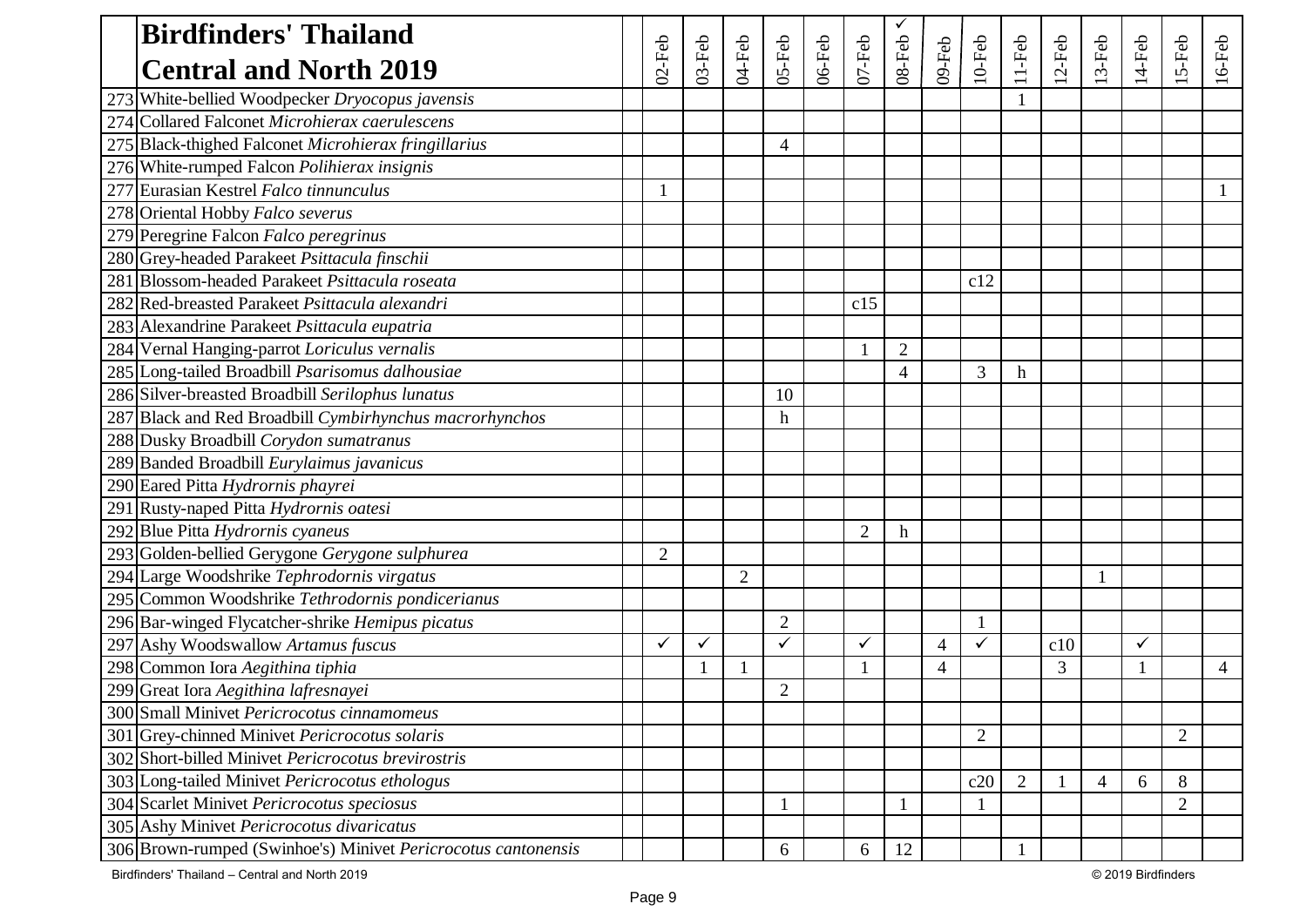| | Birdfinders' Thailand Central and North 2019 | | 02-Feb | 03-Feb | 04-Feb | 05-Feb | 06-Feb | 07-Feb | 08-Feb ✓ | 09-Feb | 10-Feb | 11-Feb | 12-Feb | 13-Feb | 14-Feb | 15-Feb | 16-Feb |
|---|---|---|---|---|---|---|---|---|---|---|---|---|---|---|---|---|---|
| 273 | White-bellied Woodpecker *Dryocopus javensis* | | | | | | | | | | | 1 | | | | | |
| 274 | Collared Falconet *Microhierax caerulescens* | | | | | | | | | | | | | | | | |
| 275 | Black-thighed Falconet *Microhierax fringillarius* | | | | | 4 | | | | | | | | | | | |
| 276 | White-rumped Falcon *Polihierax insignis* | | | | | | | | | | | | | | | | |
| 277 | Eurasian Kestrel *Falco tinnunculus* | | 1 | | | | | | | | | | | | | | 1 |
| 278 | Oriental Hobby *Falco severus* | | | | | | | | | | | | | | | | |
| 279 | Peregrine Falcon *Falco peregrinus* | | | | | | | | | | | | | | | | |
| 280 | Grey-headed Parakeet *Psittacula finschii* | | | | | | | | | | | | | | | | |
| 281 | Blossom-headed Parakeet *Psittacula roseata* | | | | | | | | | | c12 | | | | | | |
| 282 | Red-breasted Parakeet *Psittacula alexandri* | | | | | | | c15 | | | | | | | | | |
| 283 | Alexandrine Parakeet *Psittacula eupatria* | | | | | | | | | | | | | | | | |
| 284 | Vernal Hanging-parrot *Loriculus vernalis* | | | | | | | 1 | 2 | | | | | | | | |
| 285 | Long-tailed Broadbill *Psarisomus dalhousiae* | | | | | | | | 4 | | 3 | h | | | | | |
| 286 | Silver-breasted Broadbill *Serilophus lunatus* | | | | | 10 | | | | | | | | | | | |
| 287 | Black and Red Broadbill *Cymbirhynchus macrorhynchos* | | | | | h | | | | | | | | | | | |
| 288 | Dusky Broadbill *Corydon sumatranus* | | | | | | | | | | | | | | | | |
| 289 | Banded Broadbill *Eurylaimus javanicus* | | | | | | | | | | | | | | | | |
| 290 | Eared Pitta *Hydrornis phayrei* | | | | | | | | | | | | | | | | |
| 291 | Rusty-naped Pitta *Hydrornis oatesi* | | | | | | | | | | | | | | | | |
| 292 | Blue Pitta *Hydrornis cyaneus* | | | | | | | 2 | h | | | | | | | | |
| 293 | Golden-bellied Gerygone *Gerygone sulphurea* | | 2 | | | | | | | | | | | | | | |
| 294 | Large Woodshrike *Tephrodornis virgatus* | | | | 2 | | | | | | | | | 1 | | | |
| 295 | Common Woodshrike *Tethrodornis pondicerianus* | | | | | | | | | | | | | | | | |
| 296 | Bar-winged Flycatcher-shrike *Hemipus picatus* | | | | | 2 | | | | | 1 | | | | | | |
| 297 | Ashy Woodswallow *Artamus fuscus* | | ✓ | ✓ | | ✓ | | ✓ | | 4 | ✓ | | c10 | | ✓ | | |
| 298 | Common Iora *Aegithina tiphia* | | | 1 | 1 | | | 1 | | 4 | | | 3 | | 1 | | 4 |
| 299 | Great Iora *Aegithina lafresnayei* | | | | | 2 | | | | | | | | | | | |
| 300 | Small Minivet *Pericrocotus cinnamomeus* | | | | | | | | | | | | | | | | |
| 301 | Grey-chinned Minivet *Pericrocotus solaris* | | | | | | | | | | 2 | | | | | 2 | |
| 302 | Short-billed Minivet *Pericrocotus brevirostris* | | | | | | | | | | | | | | | | |
| 303 | Long-tailed Minivet *Pericrocotus ethologus* | | | | | | | | | | c20 | 2 | 1 | 4 | 6 | 8 | |
| 304 | Scarlet Minivet *Pericrocotus speciosus* | | | | | 1 | | | 1 | | 1 | | | | | 2 | |
| 305 | Ashy Minivet *Pericrocotus divaricatus* | | | | | | | | | | | | | | | | |
| 306 | Brown-rumped (Swinhoe's) Minivet *Pericrocotus cantonensis* | | | | | 6 | | 6 | 12 | | | 1 | | | | | |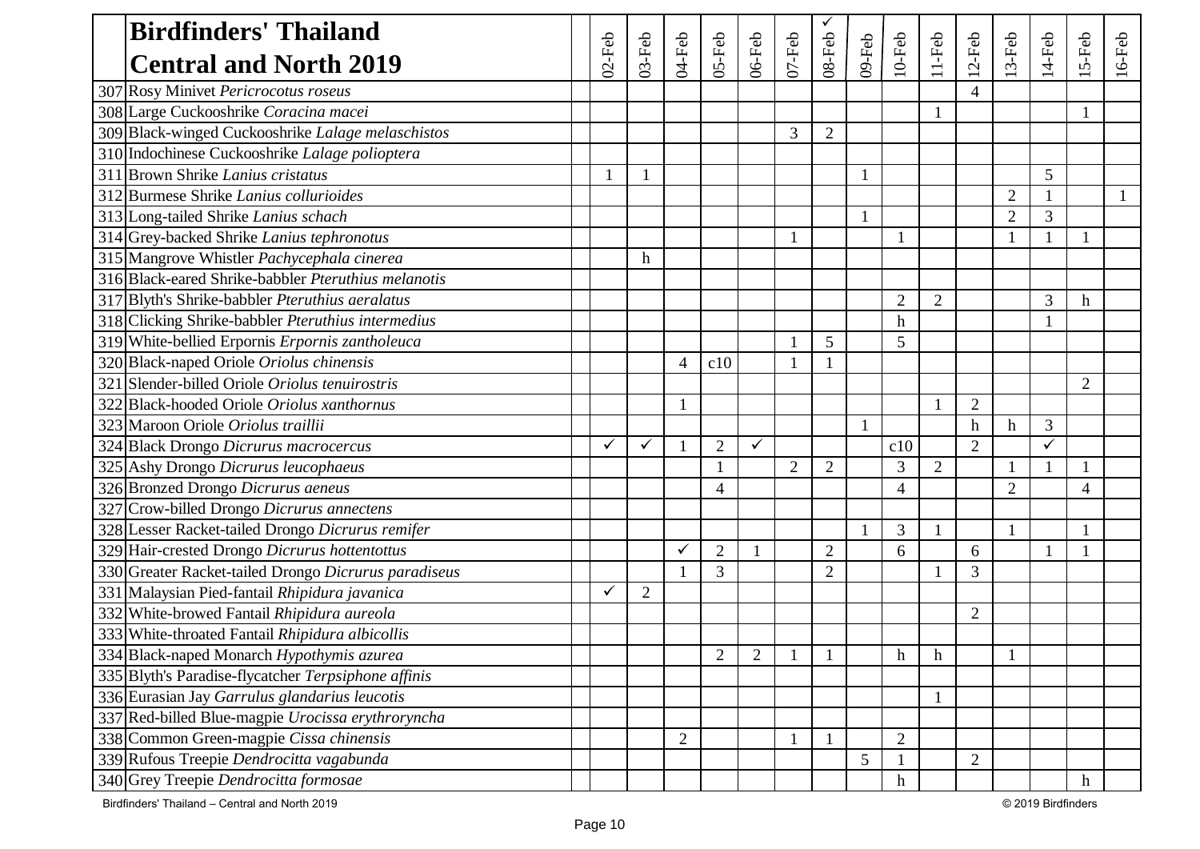# Birdfinders' Thailand Central and North 2019

| # | Species | | 02-Feb | 03-Feb | 04-Feb | 05-Feb | 06-Feb | 07-Feb | ✓ 08-Feb | 09-Feb | 10-Feb | 11-Feb | 12-Feb | 13-Feb | 14-Feb | 15-Feb | 16-Feb |
|---|---|---|---|---|---|---|---|---|---|---|---|---|---|---|---|---|---|
| 307 | Rosy Minivet *Pericrocotus roseus* | | | | | | | | | | | | 4 | | | | |
| 308 | Large Cuckooshrike *Coracina macei* | | | | | | | | | | | 1 | | | | 1 | |
| 309 | Black-winged Cuckooshrike *Lalage melaschistos* | | | | | | | 3 | 2 | | | | | | | | |
| 310 | Indochinese Cuckooshrike *Lalage polioptera* | | | | | | | | | | | | | | | | |
| 311 | Brown Shrike *Lanius cristatus* | | 1 | 1 | | | | | | 1 | | | | | 5 | | |
| 312 | Burmese Shrike *Lanius collurioides* | | | | | | | | | | | | | 2 | 1 | | 1 |
| 313 | Long-tailed Shrike *Lanius schach* | | | | | | | | | 1 | | | | 2 | 3 | | |
| 314 | Grey-backed Shrike *Lanius tephronotus* | | | | | | | 1 | | | 1 | | | 1 | 1 | 1 | |
| 315 | Mangrove Whistler *Pachycephala cinerea* | | | h | | | | | | | | | | | | | |
| 316 | Black-eared Shrike-babbler *Pteruthius melanotis* | | | | | | | | | | | | | | | | |
| 317 | Blyth's Shrike-babbler *Pteruthius aeralatus* | | | | | | | | | | 2 | 2 | | | 3 | h | |
| 318 | Clicking Shrike-babbler *Pteruthius intermedius* | | | | | | | | | | h | | | | 1 | | |
| 319 | White-bellied Erpornis *Erpornis zantholeuca* | | | | | | | 1 | 5 | | 5 | | | | | | |
| 320 | Black-naped Oriole *Oriolus chinensis* | | | | 4 | c10 | | 1 | 1 | | | | | | | | |
| 321 | Slender-billed Oriole *Oriolus tenuirostris* | | | | | | | | | | | | | | | 2 | |
| 322 | Black-hooded Oriole *Oriolus xanthornus* | | | | 1 | | | | | | | 1 | 2 | | | | |
| 323 | Maroon Oriole *Oriolus traillii* | | | | | | | | | 1 | | | h | h | 3 | | |
| 324 | Black Drongo *Dicrurus macrocercus* | | ✓ | ✓ | 1 | 2 | ✓ | | | | c10 | | 2 | | ✓ | | |
| 325 | Ashy Drongo *Dicrurus leucophaeus* | | | | | 1 | | 2 | 2 | | 3 | 2 | | 1 | 1 | 1 | |
| 326 | Bronzed Drongo *Dicrurus aeneus* | | | | | 4 | | | | | 4 | | | 2 | | 4 | |
| 327 | Crow-billed Drongo *Dicrurus annectens* | | | | | | | | | | | | | | | | |
| 328 | Lesser Racket-tailed Drongo *Dicrurus remifer* | | | | | | | | | 1 | 3 | 1 | | 1 | | 1 | |
| 329 | Hair-crested Drongo *Dicrurus hottentottus* | | | | ✓ | 2 | 1 | | 2 | | 6 | | 6 | | 1 | 1 | |
| 330 | Greater Racket-tailed Drongo *Dicrurus paradiseus* | | | | 1 | 3 | | | 2 | | | 1 | 3 | | | | |
| 331 | Malaysian Pied-fantail *Rhipidura javanica* | | ✓ | 2 | | | | | | | | | | | | | |
| 332 | White-browed Fantail *Rhipidura aureola* | | | | | | | | | | | | 2 | | | | |
| 333 | White-throated Fantail *Rhipidura albicollis* | | | | | | | | | | | | | | | | |
| 334 | Black-naped Monarch *Hypothymis azurea* | | | | | 2 | 2 | 1 | 1 | | h | h | | 1 | | | |
| 335 | Blyth's Paradise-flycatcher *Terpsiphone affinis* | | | | | | | | | | | | | | | | |
| 336 | Eurasian Jay *Garrulus glandarius leucotis* | | | | | | | | | | | 1 | | | | | |
| 337 | Red-billed Blue-magpie *Urocissa erythroryncha* | | | | | | | | | | | | | | | | |
| 338 | Common Green-magpie *Cissa chinensis* | | | | 2 | | | 1 | 1 | | 2 | | | | | | |
| 339 | Rufous Treepie *Dendrocitta vagabunda* | | | | | | | | | 5 | 1 | | 2 | | | | |
| 340 | Grey Treepie *Dendrocitta formosae* | | | | | | | | | | h | | | | | h | |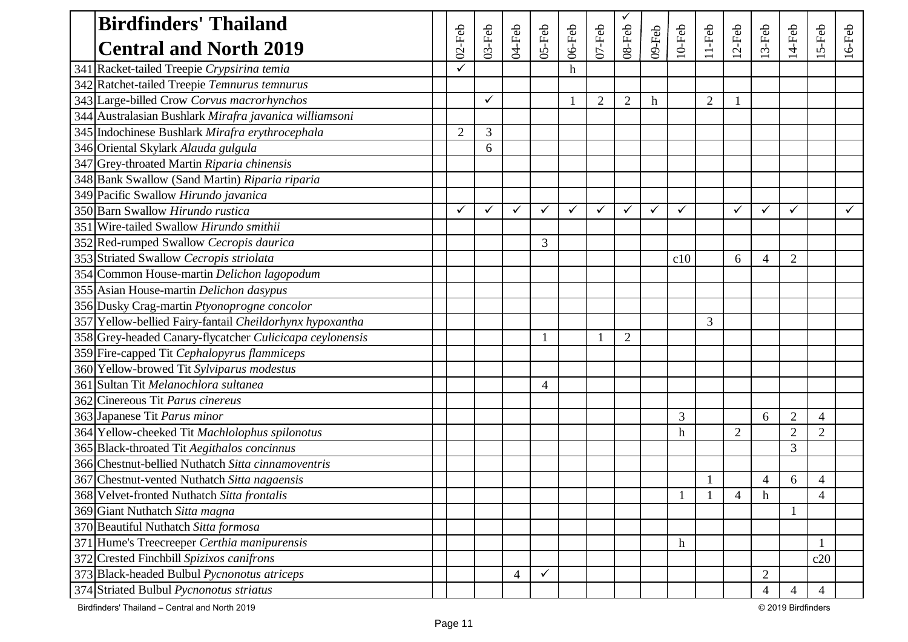# Birdfinders' Thailand Central and North 2019

| No. | Species | 02-Feb | 03-Feb | 04-Feb | 05-Feb | 06-Feb | 07-Feb | 08-Feb ✓ | 09-Feb | 10-Feb | 11-Feb | 12-Feb | 13-Feb | 14-Feb | 15-Feb | 16-Feb |
|---|---|---|---|---|---|---|---|---|---|---|---|---|---|---|---|---|
| 341 | Racket-tailed Treepie *Crypsirina temia* | ✓ | | | | h | | | | | | | | | | |
| 342 | Ratchet-tailed Treepie *Temnurus temnurus* | | | | | | | | | | | | | | | |
| 343 | Large-billed Crow *Corvus macrorhynchos* | | ✓ | | | 1 | 2 | 2 | h | | 2 | 1 | | | | |
| 344 | Australasian Bushlark *Mirafra javanica williamsoni* | | | | | | | | | | | | | | | |
| 345 | Indochinese Bushlark *Mirafra erythrocephala* | 2 | 3 | | | | | | | | | | | | | |
| 346 | Oriental Skylark *Alauda gulgula* | | 6 | | | | | | | | | | | | | |
| 347 | Grey-throated Martin *Riparia chinensis* | | | | | | | | | | | | | | | |
| 348 | Bank Swallow (Sand Martin) *Riparia riparia* | | | | | | | | | | | | | | | |
| 349 | Pacific Swallow *Hirundo javanica* | | | | | | | | | | | | | | | |
| 350 | Barn Swallow *Hirundo rustica* | ✓ | ✓ | ✓ | ✓ | ✓ | ✓ | ✓ | ✓ | ✓ | | ✓ | ✓ | ✓ | | ✓ |
| 351 | Wire-tailed Swallow *Hirundo smithii* | | | | | | | | | | | | | | | |
| 352 | Red-rumped Swallow *Cecropis daurica* | | | | 3 | | | | | | | | | | | |
| 353 | Striated Swallow *Cecropis striolata* | | | | | | | | | c10 | | 6 | 4 | 2 | | |
| 354 | Common House-martin *Delichon lagopodum* | | | | | | | | | | | | | | | |
| 355 | Asian House-martin *Delichon dasypus* | | | | | | | | | | | | | | | |
| 356 | Dusky Crag-martin *Ptyonoprogne concolor* | | | | | | | | | | | | | | | |
| 357 | Yellow-bellied Fairy-fantail *Cheildorhynx hypoxantha* | | | | | | | | | | 3 | | | | | |
| 358 | Grey-headed Canary-flycatcher *Culicicapa ceylonensis* | | | | 1 | | 1 | 2 | | | | | | | | |
| 359 | Fire-capped Tit *Cephalopyrus flammiceps* | | | | | | | | | | | | | | | |
| 360 | Yellow-browed Tit *Sylviparus modestus* | | | | | | | | | | | | | | | |
| 361 | Sultan Tit *Melanochlora sultanea* | | | | 4 | | | | | | | | | | | |
| 362 | Cinereous Tit *Parus cinereus* | | | | | | | | | | | | | | | |
| 363 | Japanese Tit *Parus minor* | | | | | | | | | 3 | | | 6 | 2 | 4 | |
| 364 | Yellow-cheeked Tit *Machlolophus spilonotus* | | | | | | | | | h | | 2 | | 2 | 2 | |
| 365 | Black-throated Tit *Aegithalos concinnus* | | | | | | | | | | | | | 3 | | |
| 366 | Chestnut-bellied Nuthatch *Sitta cinnamoventris* | | | | | | | | | | | | | | | |
| 367 | Chestnut-vented Nuthatch *Sitta nagaensis* | | | | | | | | | | 1 | | 4 | 6 | 4 | |
| 368 | Velvet-fronted Nuthatch *Sitta frontalis* | | | | | | | | | 1 | 1 | 4 | h | | 4 | |
| 369 | Giant Nuthatch *Sitta magna* | | | | | | | | | | | | | 1 | | |
| 370 | Beautiful Nuthatch *Sitta formosa* | | | | | | | | | | | | | | | |
| 371 | Hume's Treecreeper *Certhia manipurensis* | | | | | | | | | h | | | | | 1 | |
| 372 | Crested Finchbill *Spizixos canifrons* | | | | | | | | | | | | | | c20 | |
| 373 | Black-headed Bulbul *Pycnonotus atriceps* | | | 4 | ✓ | | | | | | | | 2 | | | |
| 374 | Striated Bulbul *Pycnonotus striatus* | | | | | | | | | | | | 4 | 4 | 4 | |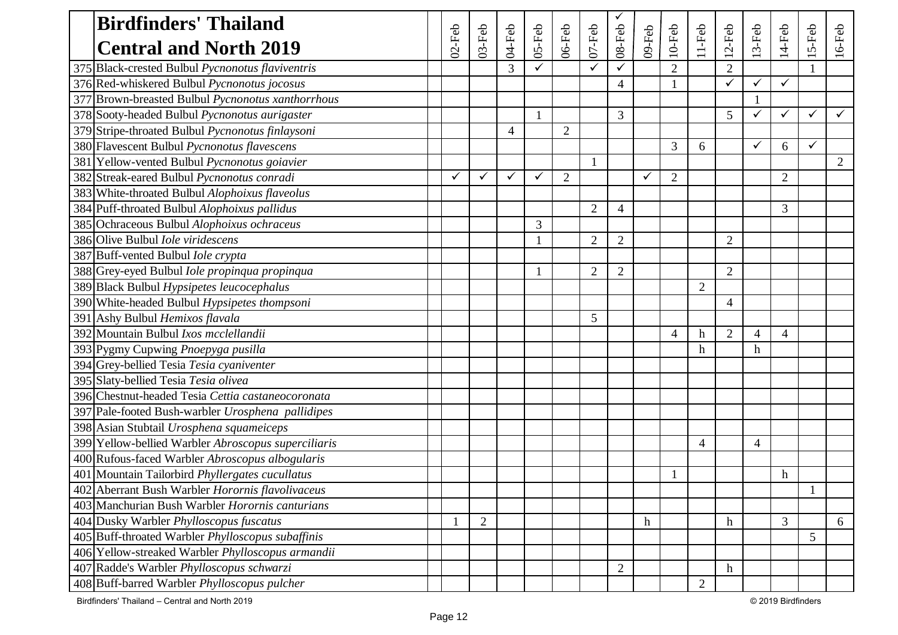# Birdfinders' Thailand Central and North 2019

| | | 02-Feb | 03-Feb | 04-Feb | 05-Feb | 06-Feb | 07-Feb | 08-Feb | 09-Feb | 10-Feb | 11-Feb | 12-Feb | 13-Feb | 14-Feb | 15-Feb | 16-Feb |
|---|---|---|---|---|---|---|---|---|---|---|---|---|---|---|---|---|
| 375 | Black-crested Bulbul *Pycnonotus flaviventris* | | | 3 | ✓ | | ✓ | ✓ | | 2 | | 2 | | | 1 | |
| 376 | Red-whiskered Bulbul *Pycnonotus jocosus* | | | | | | | 4 | | 1 | | ✓ | ✓ | ✓ | | |
| 377 | Brown-breasted Bulbul *Pycnonotus xanthorrhous* | | | | | | | | | | | | 1 | | | |
| 378 | Sooty-headed Bulbul *Pycnonotus aurigaster* | | | | 1 | | | 3 | | | | 5 | ✓ | ✓ | ✓ | ✓ |
| 379 | Stripe-throated Bulbul *Pycnonotus finlaysoni* | | | 4 | | 2 | | | | | | | | | | |
| 380 | Flavescent Bulbul *Pycnonotus flavescens* | | | | | | | | | 3 | 6 | | ✓ | 6 | ✓ | |
| 381 | Yellow-vented Bulbul *Pycnonotus goiavier* | | | | | | 1 | | | | | | | | | 2 |
| 382 | Streak-eared Bulbul *Pycnonotus conradi* | ✓ | ✓ | ✓ | ✓ | 2 | | | ✓ | 2 | | | | 2 | | |
| 383 | White-throated Bulbul *Alophoixus flaveolus* | | | | | | | | | | | | | | | |
| 384 | Puff-throated Bulbul *Alophoixus pallidus* | | | | | | 2 | 4 | | | | | | 3 | | |
| 385 | Ochraceous Bulbul *Alophoixus ochraceus* | | | | 3 | | | | | | | | | | | |
| 386 | Olive Bulbul *Iole viridescens* | | | | 1 | | 2 | 2 | | | | 2 | | | | |
| 387 | Buff-vented Bulbul *Iole crypta* | | | | | | | | | | | | | | | |
| 388 | Grey-eyed Bulbul *Iole propinqua propinqua* | | | | 1 | | 2 | 2 | | | | 2 | | | | |
| 389 | Black Bulbul *Hypsipetes leucocephalus* | | | | | | | | | | 2 | | | | | |
| 390 | White-headed Bulbul *Hypsipetes thompsoni* | | | | | | | | | | | 4 | | | | |
| 391 | Ashy Bulbul *Hemixos flavala* | | | | | | 5 | | | | | | | | | |
| 392 | Mountain Bulbul *Ixos mcclellandii* | | | | | | | | | 4 | h | 2 | 4 | 4 | | |
| 393 | Pygmy Cupwing *Pnoepyga pusilla* | | | | | | | | | | h | | h | | | |
| 394 | Grey-bellied Tesia *Tesia cyaniventer* | | | | | | | | | | | | | | | |
| 395 | Slaty-bellied Tesia *Tesia olivea* | | | | | | | | | | | | | | | |
| 396 | Chestnut-headed Tesia *Cettia castaneocoronata* | | | | | | | | | | | | | | | |
| 397 | Pale-footed Bush-warbler *Urosphena pallidipes* | | | | | | | | | | | | | | | |
| 398 | Asian Stubtail *Urosphena squameiceps* | | | | | | | | | | | | | | | |
| 399 | Yellow-bellied Warbler *Abroscopus superciliaris* | | | | | | | | | | 4 | | 4 | | | |
| 400 | Rufous-faced Warbler *Abroscopus albogularis* | | | | | | | | | | | | | | | |
| 401 | Mountain Tailorbird *Phyllergates cucullatus* | | | | | | | | | 1 | | | | h | | |
| 402 | Aberrant Bush Warbler *Horornis flavolivaceus* | | | | | | | | | | | | | | 1 | |
| 403 | Manchurian Bush Warbler *Horornis canturians* | | | | | | | | | | | | | | | |
| 404 | Dusky Warbler *Phylloscopus fuscatus* | 1 | 2 | | | | | | h | | | h | | 3 | | 6 |
| 405 | Buff-throated Warbler *Phylloscopus subaffinis* | | | | | | | | | | | | | | 5 | |
| 406 | Yellow-streaked Warbler *Phylloscopus armandii* | | | | | | | | | | | | | | | |
| 407 | Radde's Warbler *Phylloscopus schwarzi* | | | | | | | 2 | | | | h | | | | |
| 408 | Buff-barred Warbler *Phylloscopus pulcher* | | | | | | | | | | 2 | | | | | |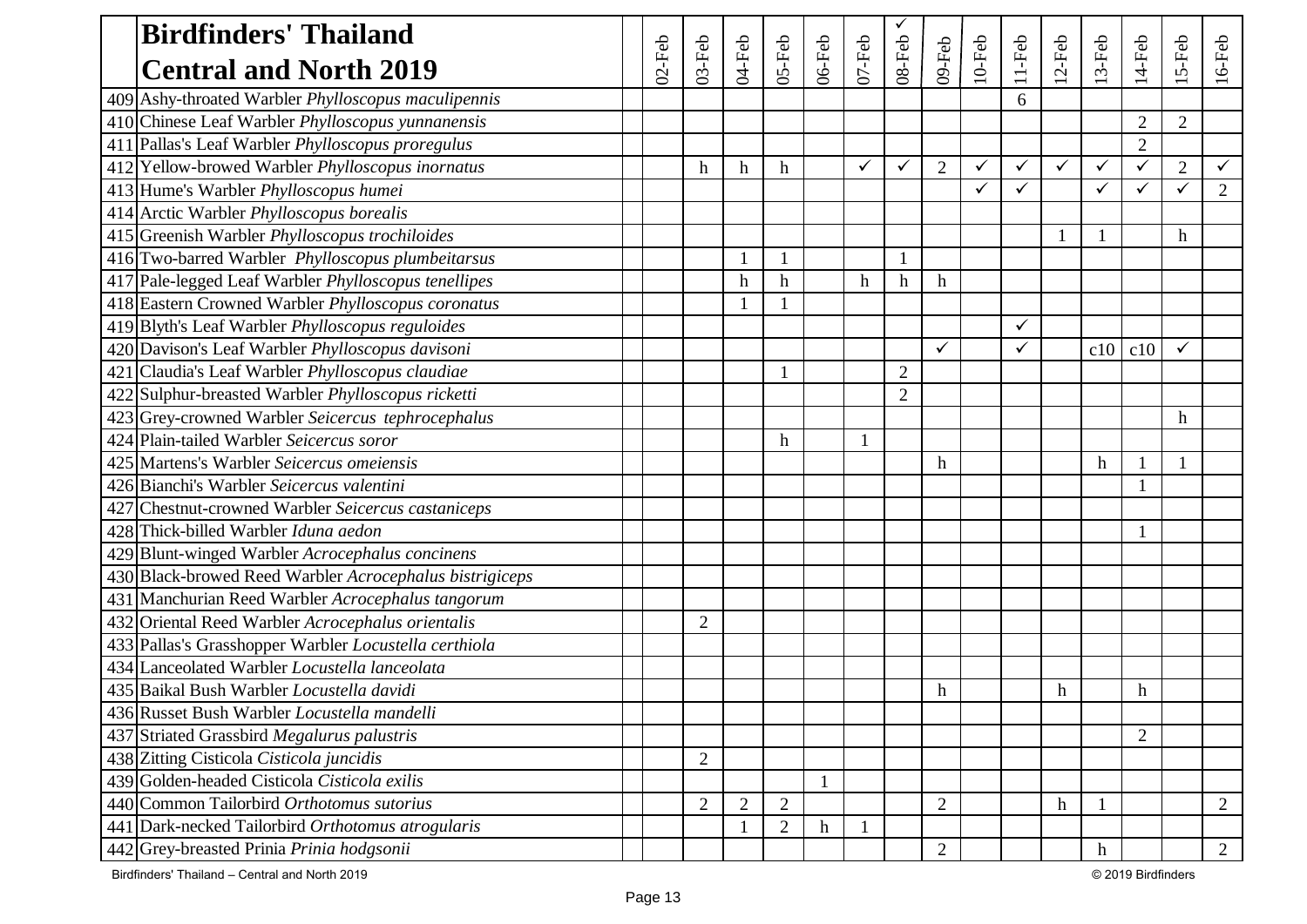| | Birdfinders' Thailand Central and North 2019 | | 02-Feb | 03-Feb | 04-Feb | 05-Feb | 06-Feb | 07-Feb | ✓ 08-Feb | 09-Feb | 10-Feb | 11-Feb | 12-Feb | 13-Feb | 14-Feb | 15-Feb | 16-Feb |
|---|---|---|---|---|---|---|---|---|---|---|---|---|---|---|---|---|---|
| 409 | Ashy-throated Warbler *Phylloscopus maculipennis* | | | | | | | | | | | 6 | | | | | |
| 410 | Chinese Leaf Warbler *Phylloscopus yunnanensis* | | | | | | | | | | | | | | 2 | 2 | |
| 411 | Pallas's Leaf Warbler *Phylloscopus proregulus* | | | | | | | | | | | | | | 2 | | |
| 412 | Yellow-browed Warbler *Phylloscopus inornatus* | | | h | h | h | | ✓ | ✓ | 2 | ✓ | ✓ | ✓ | ✓ | ✓ | 2 | ✓ |
| 413 | Hume's Warbler *Phylloscopus humei* | | | | | | | | | | ✓ | ✓ | | ✓ | ✓ | ✓ | 2 |
| 414 | Arctic Warbler *Phylloscopus borealis* | | | | | | | | | | | | | | | | |
| 415 | Greenish Warbler *Phylloscopus trochiloides* | | | | | | | | | | | | 1 | 1 | | h | |
| 416 | Two-barred Warbler *Phylloscopus plumbeitarsus* | | | | 1 | 1 | | | 1 | | | | | | | | |
| 417 | Pale-legged Leaf Warbler *Phylloscopus tenellipes* | | | | h | h | | h | h | h | | | | | | | |
| 418 | Eastern Crowned Warbler *Phylloscopus coronatus* | | | | 1 | 1 | | | | | | | | | | | |
| 419 | Blyth's Leaf Warbler *Phylloscopus reguloides* | | | | | | | | | | | ✓ | | | | | |
| 420 | Davison's Leaf Warbler *Phylloscopus davisoni* | | | | | | | | | ✓ | | ✓ | | c10 | c10 | ✓ | |
| 421 | Claudia's Leaf Warbler *Phylloscopus claudiae* | | | | | 1 | | | 2 | | | | | | | | |
| 422 | Sulphur-breasted Warbler *Phylloscopus ricketti* | | | | | | | | 2 | | | | | | | | |
| 423 | Grey-crowned Warbler *Seicercus tephrocephalus* | | | | | | | | | | | | | | | h | |
| 424 | Plain-tailed Warbler *Seicercus soror* | | | | | h | | 1 | | | | | | | | | |
| 425 | Martens's Warbler *Seicercus omeiensis* | | | | | | | | | h | | | | h | 1 | 1 | |
| 426 | Bianchi's Warbler *Seicercus valentini* | | | | | | | | | | | | | | 1 | | |
| 427 | Chestnut-crowned Warbler *Seicercus castaniceps* | | | | | | | | | | | | | | | | |
| 428 | Thick-billed Warbler *Iduna aedon* | | | | | | | | | | | | | | 1 | | |
| 429 | Blunt-winged Warbler *Acrocephalus concinens* | | | | | | | | | | | | | | | | |
| 430 | Black-browed Reed Warbler *Acrocephalus bistrigiceps* | | | | | | | | | | | | | | | | |
| 431 | Manchurian Reed Warbler *Acrocephalus tangorum* | | | | | | | | | | | | | | | | |
| 432 | Oriental Reed Warbler *Acrocephalus orientalis* | | | 2 | | | | | | | | | | | | | |
| 433 | Pallas's Grasshopper Warbler *Locustella certhiola* | | | | | | | | | | | | | | | | |
| 434 | Lanceolated Warbler *Locustella lanceolata* | | | | | | | | | | | | | | | | |
| 435 | Baikal Bush Warbler *Locustella davidi* | | | | | | | | | h | | | h | | h | | |
| 436 | Russet Bush Warbler *Locustella mandelli* | | | | | | | | | | | | | | | | |
| 437 | Striated Grassbird *Megalurus palustris* | | | | | | | | | | | | | | 2 | | |
| 438 | Zitting Cisticola *Cisticola juncidis* | | | 2 | | | | | | | | | | | | | |
| 439 | Golden-headed Cisticola *Cisticola exilis* | | | | | | 1 | | | | | | | | | | |
| 440 | Common Tailorbird *Orthotomus sutorius* | | | 2 | 2 | 2 | | | | 2 | | | h | 1 | | | 2 |
| 441 | Dark-necked Tailorbird *Orthotomus atrogularis* | | | | 1 | 2 | h | 1 | | | | | | | | | |
| 442 | Grey-breasted Prinia *Prinia hodgsonii* | | | | | | | | | 2 | | | | h | | | 2 |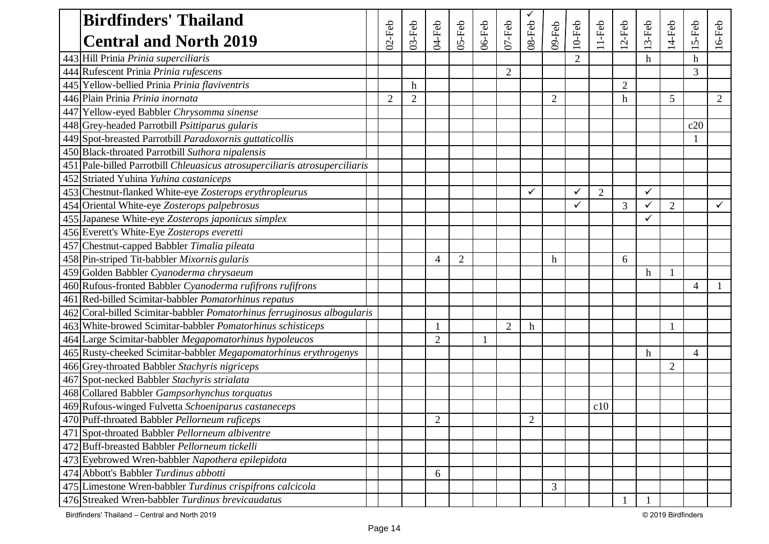# Birdfinders' Thailand Central and North 2019

| # | Species | | 02-Feb | 03-Feb | 04-Feb | 05-Feb | 06-Feb | 07-Feb | ✓ 08-Feb | 09-Feb | 10-Feb | 11-Feb | 12-Feb | 13-Feb | 14-Feb | 15-Feb | 16-Feb |
|---|---|---|---|---|---|---|---|---|---|---|---|---|---|---|---|---|---|
| 443 | Hill Prinia *Prinia superciliaris* | | | | | | | | | | 2 | | | h | | h | |
| 444 | Rufescent Prinia *Prinia rufescens* | | | | | | | 2 | | | | | | | | 3 | |
| 445 | Yellow-bellied Prinia *Prinia flaviventris* | | | h | | | | | | | | | 2 | | | | |
| 446 | Plain Prinia *Prinia inornata* | | 2 | 2 | | | | | | 2 | | | h | | 5 | | 2 |
| 447 | Yellow-eyed Babbler *Chrysomma sinense* | | | | | | | | | | | | | | | | |
| 448 | Grey-headed Parrotbill *Psittiparus gularis* | | | | | | | | | | | | | | | c20 | |
| 449 | Spot-breasted Parrotbill *Paradoxornis guttaticollis* | | | | | | | | | | | | | | | 1 | |
| 450 | Black-throated Parrotbill *Suthora nipalensis* | | | | | | | | | | | | | | | | |
| 451 | Pale-billed Parrotbill *Chleuasicus atrosuperciliaris atrosuperciliaris* | | | | | | | | | | | | | | | | |
| 452 | Striated Yuhina *Yuhina castaniceps* | | | | | | | | | | | | | | | | |
| 453 | Chestnut-flanked White-eye *Zosterops erythropleurus* | | | | | | | | ✓ | | ✓ | 2 | | ✓ | | | |
| 454 | Oriental White-eye *Zosterops palpebrosus* | | | | | | | | | | ✓ | | 3 | ✓ | 2 | | ✓ |
| 455 | Japanese White-eye *Zosterops japonicus simplex* | | | | | | | | | | | | | ✓ | | | |
| 456 | Everett's White-Eye *Zosterops everetti* | | | | | | | | | | | | | | | | |
| 457 | Chestnut-capped Babbler *Timalia pileata* | | | | | | | | | | | | | | | | |
| 458 | Pin-striped Tit-babbler *Mixornis gularis* | | | | 4 | 2 | | | | h | | | 6 | | | | |
| 459 | Golden Babbler *Cyanoderma chrysaeum* | | | | | | | | | | | | | h | 1 | | |
| 460 | Rufous-fronted Babbler *Cyanoderma rufifrons rufifrons* | | | | | | | | | | | | | | | 4 | 1 |
| 461 | Red-billed Scimitar-babbler *Pomatorhinus repatus* | | | | | | | | | | | | | | | | |
| 462 | Coral-billed Scimitar-babbler *Pomatorhinus ferruginosus albogularis* | | | | | | | | | | | | | | | | |
| 463 | White-browed Scimitar-babbler *Pomatorhinus schisticeps* | | | | 1 | | | 2 | h | | | | | | 1 | | |
| 464 | Large Scimitar-babbler *Megapomatorhinus hypoleucos* | | | | 2 | | 1 | | | | | | | | | | |
| 465 | Rusty-cheeked Scimitar-babbler *Megapomatorhinus erythrogenys* | | | | | | | | | | | | | h | | 4 | |
| 466 | Grey-throated Babbler *Stachyris nigriceps* | | | | | | | | | | | | | | 2 | | |
| 467 | Spot-necked Babbler *Stachyris strialata* | | | | | | | | | | | | | | | | |
| 468 | Collared Babbler *Gampsorhynchus torquatus* | | | | | | | | | | | | | | | | |
| 469 | Rufous-winged Fulvetta *Schoeniparus castaneceps* | | | | | | | | | | | c10 | | | | | |
| 470 | Puff-throated Babbler *Pellorneum ruficeps* | | | | 2 | | | | 2 | | | | | | | | |
| 471 | Spot-throated Babbler *Pellorneum albiventre* | | | | | | | | | | | | | | | | |
| 472 | Buff-breasted Babbler *Pellorneum tickelli* | | | | | | | | | | | | | | | | |
| 473 | Eyebrowed Wren-babbler *Napothera epilepidota* | | | | | | | | | | | | | | | | |
| 474 | Abbott's Babbler *Turdinus abbotti* | | | | 6 | | | | | | | | | | | | |
| 475 | Limestone Wren-babbler *Turdinus crispifrons calcicola* | | | | | | | | | 3 | | | | | | | |
| 476 | Streaked Wren-babbler *Turdinus brevicaudatus* | | | | | | | | | | | | 1 | 1 | | | |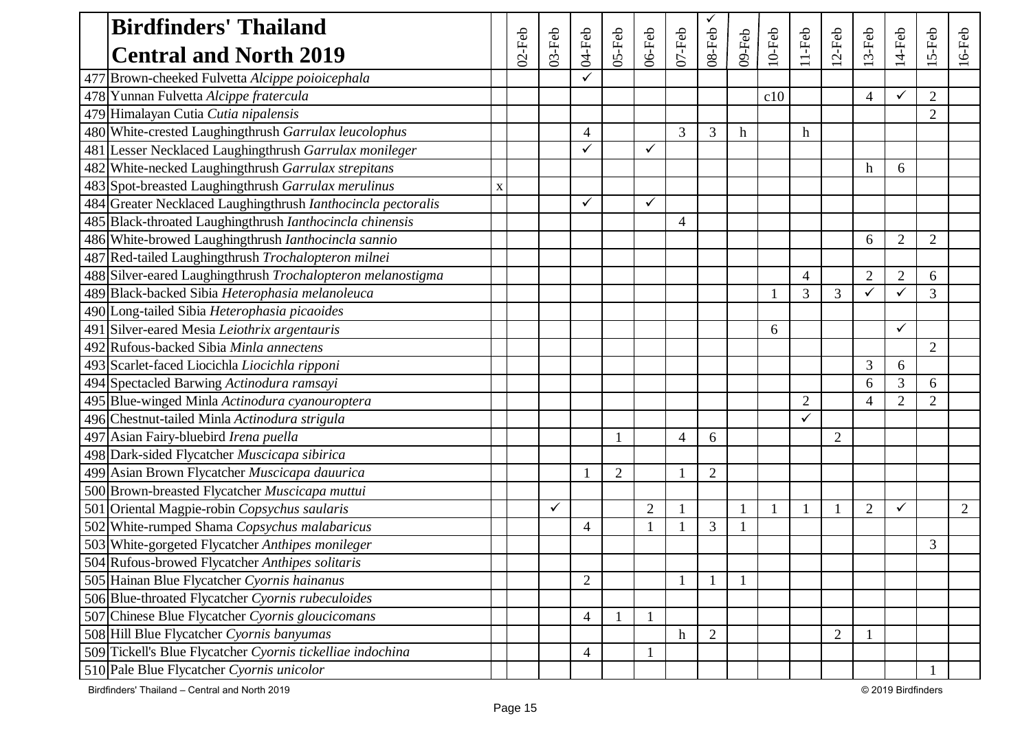| | **Birdfinders' Thailand Central and North 2019** | | 02-Feb | 03-Feb | 04-Feb | 05-Feb | 06-Feb | 07-Feb | 08-Feb ✓ | 09-Feb | 10-Feb | 11-Feb | 12-Feb | 13-Feb | 14-Feb | 15-Feb | 16-Feb |
|---|---|---|---|---|---|---|---|---|---|---|---|---|---|---|---|---|---|
| 477 | Brown-cheeked Fulvetta *Alcippe poioicephala* | | | | ✓ | | | | | | | | | | | | |
| 478 | Yunnan Fulvetta *Alcippe fratercula* | | | | | | | | | | c10 | | | 4 | ✓ | 2 | |
| 479 | Himalayan Cutia *Cutia nipalensis* | | | | | | | | | | | | | | | 2 | |
| 480 | White-crested Laughingthrush *Garrulax leucolophus* | | | | 4 | | | 3 | 3 | h | | h | | | | | |
| 481 | Lesser Necklaced Laughingthrush *Garrulax monileger* | | | | ✓ | | ✓ | | | | | | | | | | |
| 482 | White-necked Laughingthrush *Garrulax strepitans* | | | | | | | | | | | | | h | 6 | | |
| 483 | Spot-breasted Laughingthrush *Garrulax merulinus* | x | | | | | | | | | | | | | | | |
| 484 | Greater Necklaced Laughingthrush *Ianthocincla pectoralis* | | | | ✓ | | ✓ | | | | | | | | | | |
| 485 | Black-throated Laughingthrush *Ianthocincla chinensis* | | | | | | | 4 | | | | | | | | | |
| 486 | White-browed Laughingthrush *Ianthocincla sannio* | | | | | | | | | | | | | 6 | 2 | 2 | |
| 487 | Red-tailed Laughingthrush *Trochalopteron milnei* | | | | | | | | | | | | | | | | |
| 488 | Silver-eared Laughingthrush *Trochalopteron melanostigma* | | | | | | | | | | | 4 | | 2 | 2 | 6 | |
| 489 | Black-backed Sibia *Heterophasia melanoleuca* | | | | | | | | | | 1 | 3 | 3 | ✓ | ✓ | 3 | |
| 490 | Long-tailed Sibia *Heterophasia picaoides* | | | | | | | | | | | | | | | | |
| 491 | Silver-eared Mesia *Leiothrix argentauris* | | | | | | | | | | 6 | | | | ✓ | | |
| 492 | Rufous-backed Sibia *Minla annectens* | | | | | | | | | | | | | | | 2 | |
| 493 | Scarlet-faced Liocichla *Liocichla ripponi* | | | | | | | | | | | | | 3 | 6 | | |
| 494 | Spectacled Barwing *Actinodura ramsayi* | | | | | | | | | | | | | 6 | 3 | 6 | |
| 495 | Blue-winged Minla *Actinodura cyanouroptera* | | | | | | | | | | | 2 | | 4 | 2 | 2 | |
| 496 | Chestnut-tailed Minla *Actinodura strigula* | | | | | | | | | | | ✓ | | | | | |
| 497 | Asian Fairy-bluebird *Irena puella* | | | | | 1 | | 4 | 6 | | | | 2 | | | | |
| 498 | Dark-sided Flycatcher *Muscicapa sibirica* | | | | | | | | | | | | | | | | |
| 499 | Asian Brown Flycatcher *Muscicapa dauurica* | | | | 1 | 2 | | 1 | 2 | | | | | | | | |
| 500 | Brown-breasted Flycatcher *Muscicapa muttui* | | | | | | | | | | | | | | | | |
| 501 | Oriental Magpie-robin *Copsychus saularis* | | | ✓ | | | 2 | 1 | | 1 | 1 | 1 | 1 | 2 | ✓ | | 2 |
| 502 | White-rumped Shama *Copsychus malabaricus* | | | | 4 | | 1 | 1 | 3 | 1 | | | | | | | |
| 503 | White-gorgeted Flycatcher *Anthipes monileger* | | | | | | | | | | | | | | | 3 | |
| 504 | Rufous-browed Flycatcher *Anthipes solitaris* | | | | | | | | | | | | | | | | |
| 505 | Hainan Blue Flycatcher *Cyornis hainanus* | | | | 2 | | | 1 | 1 | 1 | | | | | | | |
| 506 | Blue-throated Flycatcher *Cyornis rubeculoides* | | | | | | | | | | | | | | | | |
| 507 | Chinese Blue Flycatcher *Cyornis gloucicomans* | | | | 4 | 1 | 1 | | | | | | | | | | |
| 508 | Hill Blue Flycatcher *Cyornis banyumas* | | | | | | | h | 2 | | | | 2 | 1 | | | |
| 509 | Tickell's Blue Flycatcher *Cyornis tickelliae indochina* | | | | 4 | | 1 | | | | | | | | | | |
| 510 | Pale Blue Flycatcher *Cyornis unicolor* | | | | | | | | | | | | | | | 1 | |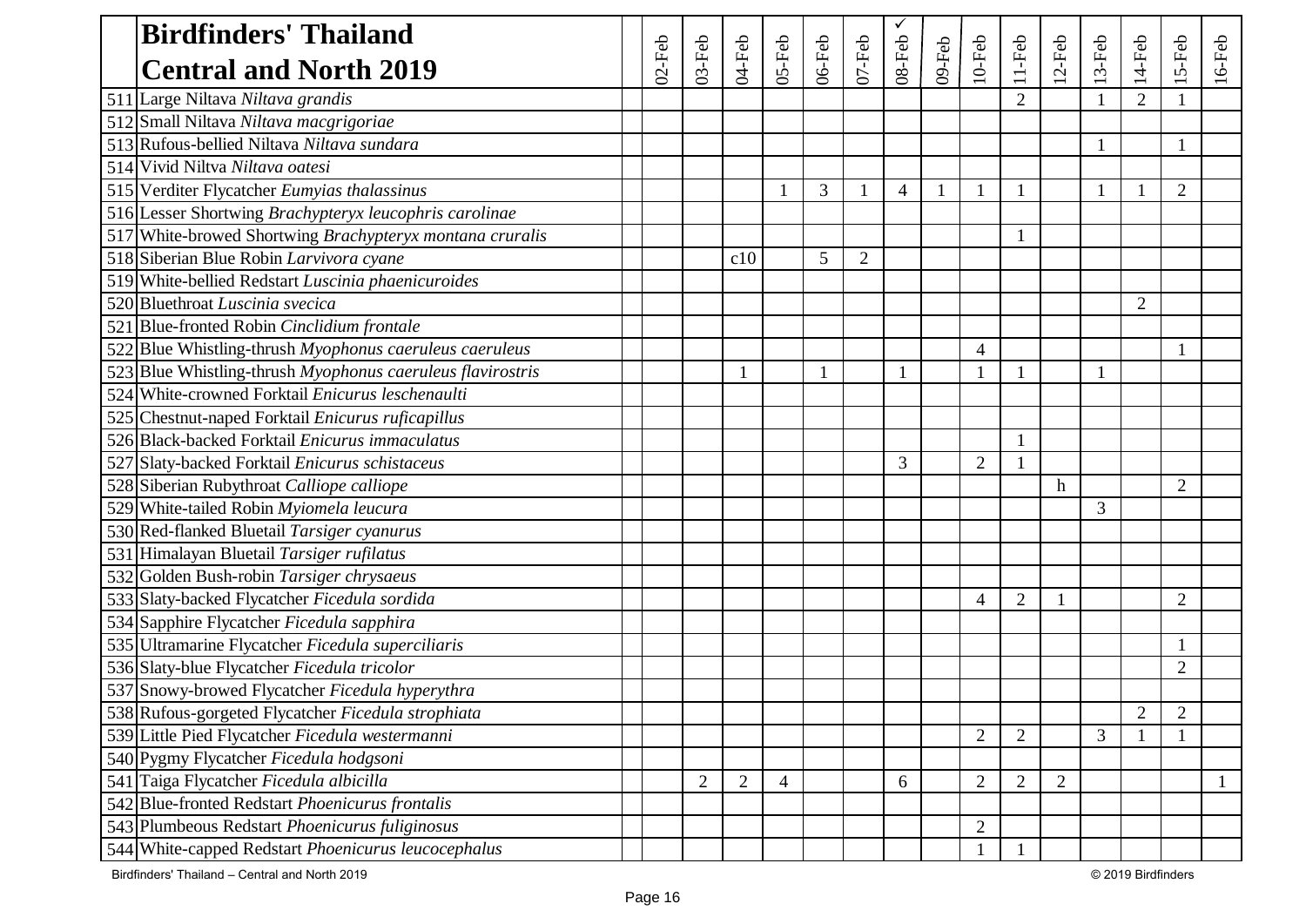| | **Birdfinders' Thailand Central and North 2019** | | 02-Feb | 03-Feb | 04-Feb | 05-Feb | 06-Feb | 07-Feb | 08-Feb ✓ | 09-Feb | 10-Feb | 11-Feb | 12-Feb | 13-Feb | 14-Feb | 15-Feb | 16-Feb |
|---|---|---|---|---|---|---|---|---|---|---|---|---|---|---|---|---|---|
| 511 | Large Niltava *Niltava grandis* | | | | | | | | | | | 2 | | 1 | 2 | 1 | |
| 512 | Small Niltava *Niltava macgrigoriae* | | | | | | | | | | | | | | | | |
| 513 | Rufous-bellied Niltava *Niltava sundara* | | | | | | | | | | | | | 1 | | 1 | |
| 514 | Vivid Niltva *Niltava oatesi* | | | | | | | | | | | | | | | | |
| 515 | Verditer Flycatcher *Eumyias thalassinus* | | | | | 1 | 3 | 1 | 4 | 1 | 1 | 1 | | 1 | 1 | 2 | |
| 516 | Lesser Shortwing *Brachypteryx leucophris carolinae* | | | | | | | | | | | | | | | | |
| 517 | White-browed Shortwing *Brachypteryx montana cruralis* | | | | | | | | | | | 1 | | | | | |
| 518 | Siberian Blue Robin *Larvivora cyane* | | | | c10 | | 5 | 2 | | | | | | | | | |
| 519 | White-bellied Redstart *Luscinia phaenicuroides* | | | | | | | | | | | | | | | | |
| 520 | Bluethroat *Luscinia svecica* | | | | | | | | | | | | | | 2 | | |
| 521 | Blue-fronted Robin *Cinclidium frontale* | | | | | | | | | | | | | | | | |
| 522 | Blue Whistling-thrush *Myophonus caeruleus caeruleus* | | | | | | | | | | 4 | | | | | 1 | |
| 523 | Blue Whistling-thrush *Myophonus caeruleus flavirostris* | | | | 1 | | 1 | | 1 | | 1 | 1 | | 1 | | | |
| 524 | White-crowned Forktail *Enicurus leschenaulti* | | | | | | | | | | | | | | | | |
| 525 | Chestnut-naped Forktail *Enicurus ruficapillus* | | | | | | | | | | | | | | | | |
| 526 | Black-backed Forktail *Enicurus immaculatus* | | | | | | | | | | | 1 | | | | | |
| 527 | Slaty-backed Forktail *Enicurus schistaceus* | | | | | | | | 3 | | 2 | 1 | | | | | |
| 528 | Siberian Rubythroat *Calliope calliope* | | | | | | | | | | | | h | | | 2 | |
| 529 | White-tailed Robin *Myiomela leucura* | | | | | | | | | | | | | 3 | | | |
| 530 | Red-flanked Bluetail *Tarsiger cyanurus* | | | | | | | | | | | | | | | | |
| 531 | Himalayan Bluetail *Tarsiger rufilatus* | | | | | | | | | | | | | | | | |
| 532 | Golden Bush-robin *Tarsiger chrysaeus* | | | | | | | | | | | | | | | | |
| 533 | Slaty-backed Flycatcher *Ficedula sordida* | | | | | | | | | | 4 | 2 | 1 | | | 2 | |
| 534 | Sapphire Flycatcher *Ficedula sapphira* | | | | | | | | | | | | | | | | |
| 535 | Ultramarine Flycatcher *Ficedula superciliaris* | | | | | | | | | | | | | | | 1 | |
| 536 | Slaty-blue Flycatcher *Ficedula tricolor* | | | | | | | | | | | | | | | 2 | |
| 537 | Snowy-browed Flycatcher *Ficedula hyperythra* | | | | | | | | | | | | | | | | |
| 538 | Rufous-gorgeted Flycatcher *Ficedula strophiata* | | | | | | | | | | | | | | 2 | 2 | |
| 539 | Little Pied Flycatcher *Ficedula westermanni* | | | | | | | | | | 2 | 2 | | 3 | 1 | 1 | |
| 540 | Pygmy Flycatcher *Ficedula hodgsoni* | | | | | | | | | | | | | | | | |
| 541 | Taiga Flycatcher *Ficedula albicilla* | | | 2 | 2 | 4 | | | 6 | | 2 | 2 | 2 | | | | 1 |
| 542 | Blue-fronted Redstart *Phoenicurus frontalis* | | | | | | | | | | | | | | | | |
| 543 | Plumbeous Redstart *Phoenicurus fuliginosus* | | | | | | | | | | 2 | | | | | | |
| 544 | White-capped Redstart *Phoenicurus leucocephalus* | | | | | | | | | | 1 | 1 | | | | | |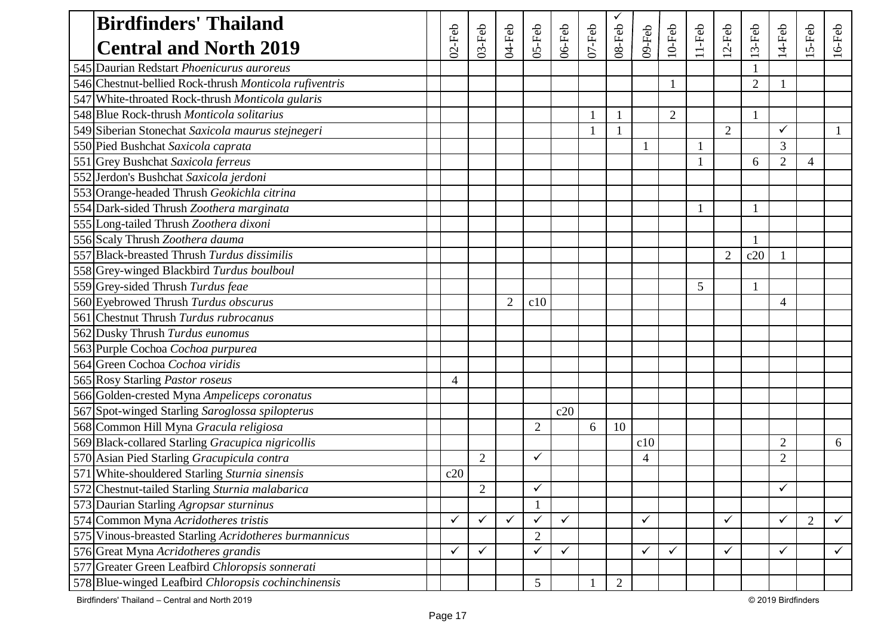# Birdfinders' Thailand Central and North 2019

| | | | 02-Feb | 03-Feb | 04-Feb | 05-Feb | 06-Feb | 07-Feb | ✓ 08-Feb | 09-Feb | 10-Feb | 11-Feb | 12-Feb | 13-Feb | 14-Feb | 15-Feb | 16-Feb |
|---|---|---|---|---|---|---|---|---|---|---|---|---|---|---|---|---|---|
| 545 | Daurian Redstart *Phoenicurus auroreus* | | | | | | | | | | | | | 1 | | | |
| 546 | Chestnut-bellied Rock-thrush *Monticola rufiventris* | | | | | | | | | | 1 | | | 2 | 1 | | |
| 547 | White-throated Rock-thrush *Monticola gularis* | | | | | | | | | | | | | | | | |
| 548 | Blue Rock-thrush *Monticola solitarius* | | | | | | | 1 | 1 | | 2 | | | 1 | | | |
| 549 | Siberian Stonechat *Saxicola maurus stejnegeri* | | | | | | | 1 | 1 | | | | 2 | | ✓ | | 1 |
| 550 | Pied Bushchat *Saxicola caprata* | | | | | | | | | 1 | | 1 | | | 3 | | |
| 551 | Grey Bushchat *Saxicola ferreus* | | | | | | | | | | | 1 | | 6 | 2 | 4 | |
| 552 | Jerdon's Bushchat *Saxicola jerdoni* | | | | | | | | | | | | | | | | |
| 553 | Orange-headed Thrush *Geokichla citrina* | | | | | | | | | | | | | | | | |
| 554 | Dark-sided Thrush *Zoothera marginata* | | | | | | | | | | | 1 | | 1 | | | |
| 555 | Long-tailed Thrush *Zoothera dixoni* | | | | | | | | | | | | | | | | |
| 556 | Scaly Thrush *Zoothera dauma* | | | | | | | | | | | | | 1 | | | |
| 557 | Black-breasted Thrush *Turdus dissimilis* | | | | | | | | | | | | 2 | c20 | 1 | | |
| 558 | Grey-winged Blackbird *Turdus boulboul* | | | | | | | | | | | | | | | | |
| 559 | Grey-sided Thrush *Turdus feae* | | | | | | | | | | | 5 | | 1 | | | |
| 560 | Eyebrowed Thrush *Turdus obscurus* | | | | 2 | c10 | | | | | | | | | 4 | | |
| 561 | Chestnut Thrush *Turdus rubrocanus* | | | | | | | | | | | | | | | | |
| 562 | Dusky Thrush *Turdus eunomus* | | | | | | | | | | | | | | | | |
| 563 | Purple Cochoa *Cochoa purpurea* | | | | | | | | | | | | | | | | |
| 564 | Green Cochoa *Cochoa viridis* | | | | | | | | | | | | | | | | |
| 565 | Rosy Starling *Pastor roseus* | | 4 | | | | | | | | | | | | | | |
| 566 | Golden-crested Myna *Ampeliceps coronatus* | | | | | | | | | | | | | | | | |
| 567 | Spot-winged Starling *Saroglossa spilopterus* | | | | | | c20 | | | | | | | | | | |
| 568 | Common Hill Myna *Gracula religiosa* | | | | | 2 | | 6 | 10 | | | | | | | | |
| 569 | Black-collared Starling *Gracupica nigricollis* | | | | | | | | | c10 | | | | | 2 | | 6 |
| 570 | Asian Pied Starling *Gracupicula contra* | | | 2 | | ✓ | | | | 4 | | | | | 2 | | |
| 571 | White-shouldered Starling *Sturnia sinensis* | | c20 | | | | | | | | | | | | | | |
| 572 | Chestnut-tailed Starling *Sturnia malabarica* | | | 2 | | ✓ | | | | | | | | | ✓ | | |
| 573 | Daurian Starling *Agropsar sturninus* | | | | | 1 | | | | | | | | | | | |
| 574 | Common Myna *Acridotheres tristis* | | ✓ | ✓ | ✓ | ✓ | ✓ | | | ✓ | | | ✓ | | ✓ | 2 | ✓ |
| 575 | Vinous-breasted Starling *Acridotheres burmannicus* | | | | | 2 | | | | | | | | | | | |
| 576 | Great Myna *Acridotheres grandis* | | ✓ | ✓ | | ✓ | ✓ | | | ✓ | ✓ | | ✓ | | ✓ | | ✓ |
| 577 | Greater Green Leafbird *Chloropsis sonnerati* | | | | | | | | | | | | | | | | |
| 578 | Blue-winged Leafbird *Chloropsis cochinchinensis* | | | | | 5 | | 1 | 2 | | | | | | | | |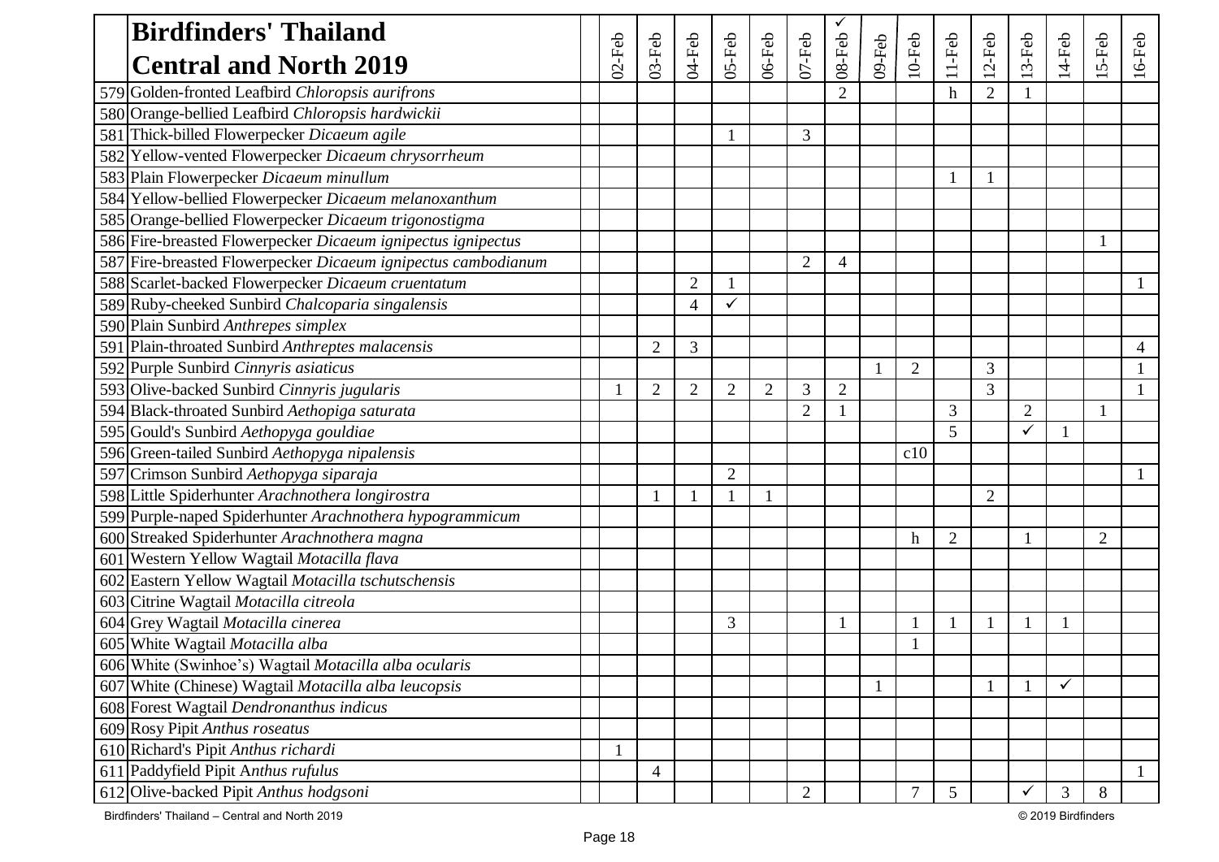| | Birdfinders' Thailand Central and North 2019 | | 02-Feb | 03-Feb | 04-Feb | 05-Feb | 06-Feb | 07-Feb | ✓ 08-Feb | 09-Feb | 10-Feb | 11-Feb | 12-Feb | 13-Feb | 14-Feb | 15-Feb | 16-Feb |
|---|---|---|---|---|---|---|---|---|---|---|---|---|---|---|---|---|---|
| 579 | Golden-fronted Leafbird *Chloropsis aurifrons* | | | | | | | | 2 | | | h | 2 | 1 | | | |
| 580 | Orange-bellied Leafbird *Chloropsis hardwickii* | | | | | | | | | | | | | | | | |
| 581 | Thick-billed Flowerpecker *Dicaeum agile* | | | | | 1 | | 3 | | | | | | | | | |
| 582 | Yellow-vented Flowerpecker *Dicaeum chrysorrheum* | | | | | | | | | | | | | | | | |
| 583 | Plain Flowerpecker *Dicaeum minullum* | | | | | | | | | | | 1 | 1 | | | | |
| 584 | Yellow-bellied Flowerpecker *Dicaeum melanoxanthum* | | | | | | | | | | | | | | | | |
| 585 | Orange-bellied Flowerpecker *Dicaeum trigonostigma* | | | | | | | | | | | | | | | | |
| 586 | Fire-breasted Flowerpecker *Dicaeum ignipectus ignipectus* | | | | | | | | | | | | | | | 1 | |
| 587 | Fire-breasted Flowerpecker *Dicaeum ignipectus cambodianum* | | | | | | | 2 | 4 | | | | | | | | |
| 588 | Scarlet-backed Flowerpecker *Dicaeum cruentatum* | | | | 2 | 1 | | | | | | | | | | | 1 |
| 589 | Ruby-cheeked Sunbird *Chalcoparia singalensis* | | | | 4 | ✓ | | | | | | | | | | | |
| 590 | Plain Sunbird *Anthrepes simplex* | | | | | | | | | | | | | | | | |
| 591 | Plain-throated Sunbird *Anthreptes malacensis* | | | 2 | 3 | | | | | | | | | | | | 4 |
| 592 | Purple Sunbird *Cinnyris asiaticus* | | | | | | | | | 1 | 2 | | 3 | | | | 1 |
| 593 | Olive-backed Sunbird *Cinnyris jugularis* | | 1 | 2 | 2 | 2 | 2 | 3 | 2 | | | | 3 | | | | 1 |
| 594 | Black-throated Sunbird *Aethopiga saturata* | | | | | | | 2 | 1 | | | 3 | | 2 | | 1 | |
| 595 | Gould's Sunbird *Aethopyga gouldiae* | | | | | | | | | | | 5 | | ✓ | 1 | | |
| 596 | Green-tailed Sunbird *Aethopyga nipalensis* | | | | | | | | | | c10 | | | | | | |
| 597 | Crimson Sunbird *Aethopyga siparaja* | | | | | 2 | | | | | | | | | | | 1 |
| 598 | Little Spiderhunter *Arachnothera longirostra* | | | 1 | 1 | 1 | 1 | | | | | | 2 | | | | |
| 599 | Purple-naped Spiderhunter *Arachnothera hypogrammicum* | | | | | | | | | | | | | | | | |
| 600 | Streaked Spiderhunter *Arachnothera magna* | | | | | | | | | | h | 2 | | 1 | | 2 | |
| 601 | Western Yellow Wagtail *Motacilla flava* | | | | | | | | | | | | | | | | |
| 602 | Eastern Yellow Wagtail *Motacilla tschutschensis* | | | | | | | | | | | | | | | | |
| 603 | Citrine Wagtail *Motacilla citreola* | | | | | | | | | | | | | | | | |
| 604 | Grey Wagtail *Motacilla cinerea* | | | | | 3 | | | 1 | | 1 | 1 | 1 | 1 | 1 | | |
| 605 | White Wagtail *Motacilla alba* | | | | | | | | | | 1 | | | | | | |
| 606 | White (Swinhoe's) Wagtail *Motacilla alba ocularis* | | | | | | | | | | | | | | | | |
| 607 | White (Chinese) Wagtail *Motacilla alba leucopsis* | | | | | | | | | 1 | | | 1 | 1 | ✓ | | |
| 608 | Forest Wagtail *Dendronanthus indicus* | | | | | | | | | | | | | | | | |
| 609 | Rosy Pipit *Anthus roseatus* | | | | | | | | | | | | | | | | |
| 610 | Richard's Pipit *Anthus richardi* | | 1 | | | | | | | | | | | | | | |
| 611 | Paddyfield Pipit A*nthus rufulus* | | | 4 | | | | | | | | | | | | | 1 |
| 612 | Olive-backed Pipit *Anthus hodgsoni* | | | | | | | 2 | | | 7 | 5 | | ✓ | 3 | 8 | |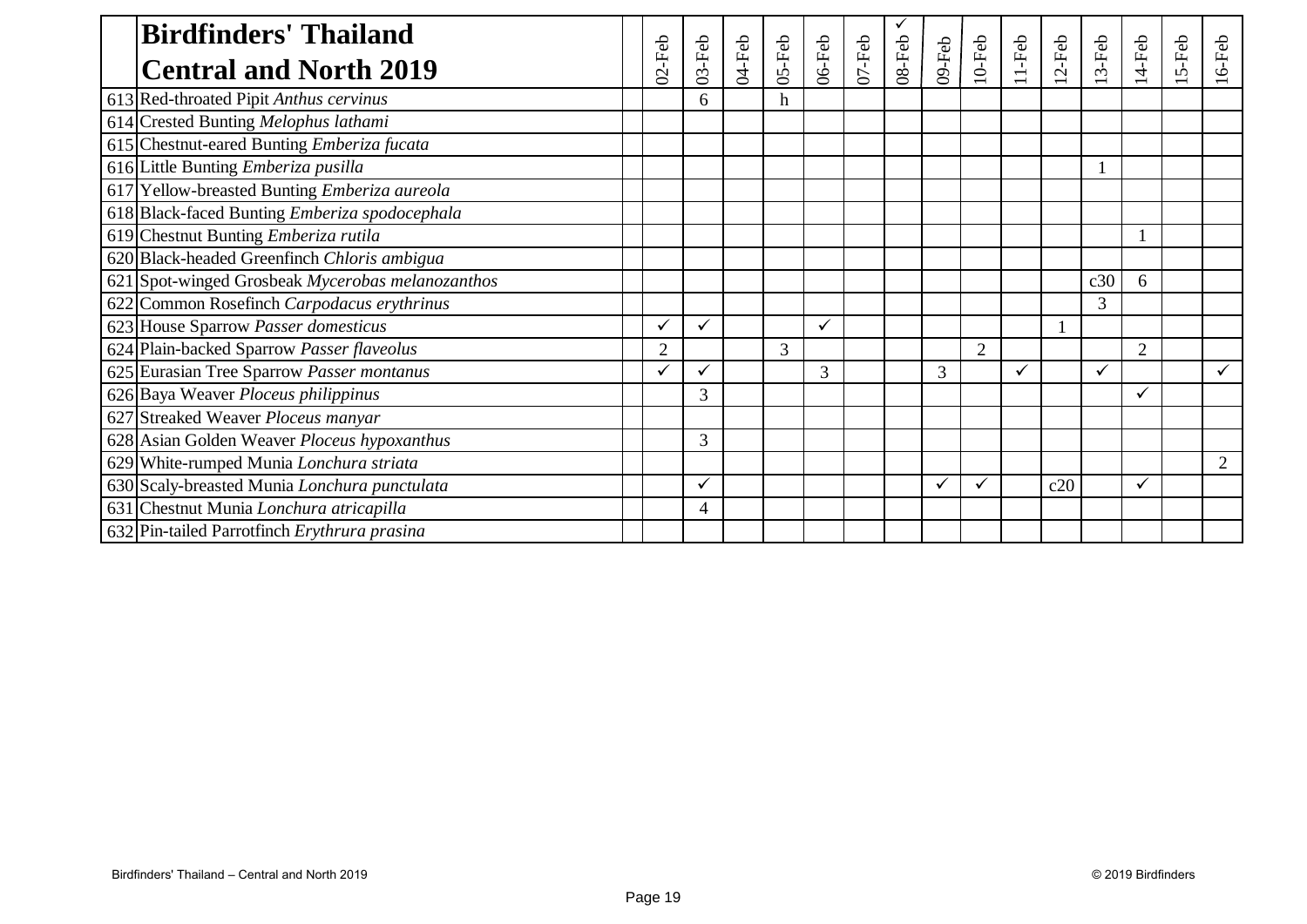| | Birdfinders' Thailand Central and North 2019 | | 02-Feb | 03-Feb | 04-Feb | 05-Feb | 06-Feb | 07-Feb | 08-Feb ✓ | 09-Feb | 10-Feb | 11-Feb | 12-Feb | 13-Feb | 14-Feb | 15-Feb | 16-Feb |
|---|---|---|---|---|---|---|---|---|---|---|---|---|---|---|---|---|---|
| 613 | Red-throated Pipit *Anthus cervinus* | | | 6 | | h | | | | | | | | | | | |
| 614 | Crested Bunting *Melophus lathami* | | | | | | | | | | | | | | | | |
| 615 | Chestnut-eared Bunting *Emberiza fucata* | | | | | | | | | | | | | | | | |
| 616 | Little Bunting *Emberiza pusilla* | | | | | | | | | | | | | 1 | | | |
| 617 | Yellow-breasted Bunting *Emberiza aureola* | | | | | | | | | | | | | | | | |
| 618 | Black-faced Bunting *Emberiza spodocephala* | | | | | | | | | | | | | | | | |
| 619 | Chestnut Bunting *Emberiza rutila* | | | | | | | | | | | | | | 1 | | |
| 620 | Black-headed Greenfinch *Chloris ambigua* | | | | | | | | | | | | | | | | |
| 621 | Spot-winged Grosbeak *Mycerobas melanozanthos* | | | | | | | | | | | | | c30 | 6 | | |
| 622 | Common Rosefinch *Carpodacus erythrinus* | | | | | | | | | | | | | 3 | | | |
| 623 | House Sparrow *Passer domesticus* | | ✓ | ✓ | | | ✓ | | | | | | 1 | | | | |
| 624 | Plain-backed Sparrow *Passer flaveolus* | | 2 | | | 3 | | | | | 2 | | | | 2 | | |
| 625 | Eurasian Tree Sparrow *Passer montanus* | | ✓ | ✓ | | | 3 | | | 3 | | ✓ | | ✓ | | | ✓ |
| 626 | Baya Weaver *Ploceus philippinus* | | | 3 | | | | | | | | | | | ✓ | | |
| 627 | Streaked Weaver *Ploceus manyar* | | | | | | | | | | | | | | | | |
| 628 | Asian Golden Weaver *Ploceus hypoxanthus* | | | 3 | | | | | | | | | | | | | |
| 629 | White-rumped Munia *Lonchura striata* | | | | | | | | | | | | | | | | 2 |
| 630 | Scaly-breasted Munia *Lonchura punctulata* | | | ✓ | | | | | | ✓ | ✓ | | c20 | | ✓ | | |
| 631 | Chestnut Munia *Lonchura atricapilla* | | | 4 | | | | | | | | | | | | | |
| 632 | Pin-tailed Parrotfinch *Erythrura prasina* | | | | | | | | | | | | | | | | |